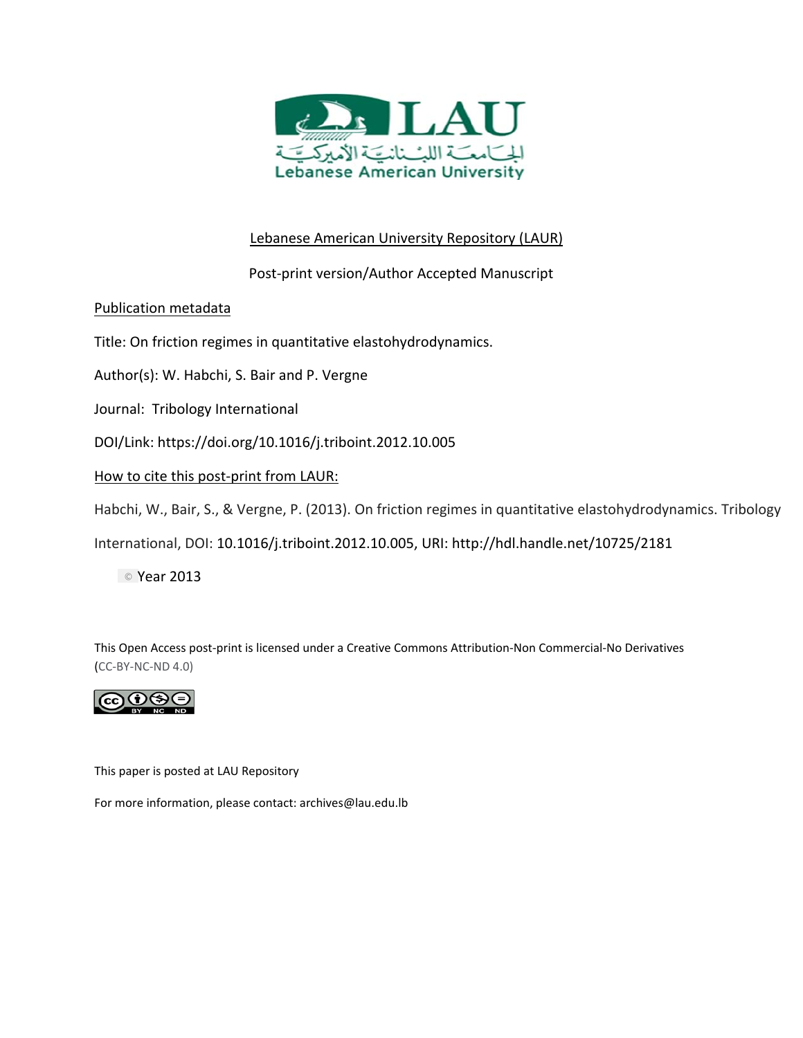LAU

الجامعة اللبنانية الأميركية

Lebanese American University

Lebanese American University Repository (LAUR)

Post-print version/Author Accepted Manuscript

Publication metadata

Title: On friction regimes in quantitative elastohydrodynamics.

Author(s): W. Habchi, S. Bair and P. Vergne

Journal: Tribology International

DOI/Link: https://doi.org/10.1016/j.triboint.2012.10.005

How to cite this post-print from LAUR:

Habchi, W., Bair, S., & Vergne, P. (2013). On friction regimes in quantitative elastohydrodynamics. Tribology International, DOI: 10.1016/j.triboint.2012.10.005, URI: http://hdl.handle.net/10725/2181

© Year 2013

This Open Access post-print is licensed under a Creative Commons Attribution-Non Commercial-No Derivatives (CC-BY-NC-ND 4.0)

This paper is posted at LAU Repository

For more information, please contact: archives@lau.edu.lb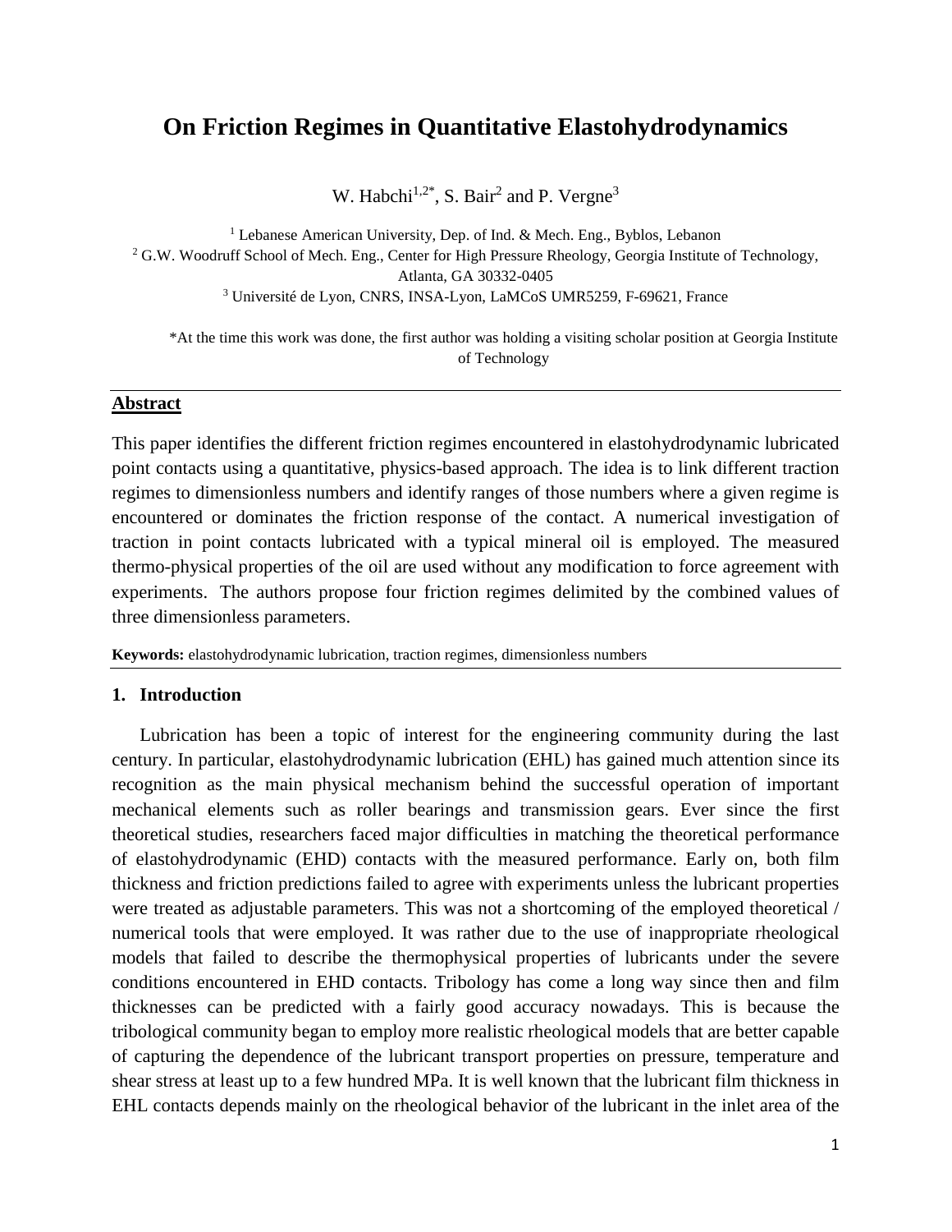# On Friction Regimes in Quantitative Elastohydrodynamics

W. Habchi[1,2*], S. Bair[2] and P. Vergne[3]

[1] Lebanese American University, Dep. of Ind. & Mech. Eng., Byblos, Lebanon

[2] G.W. Woodruff School of Mech. Eng., Center for High Pressure Rheology, Georgia Institute of Technology, Atlanta, GA 30332-0405

[3] Université de Lyon, CNRS, INSA-Lyon, LaMCoS UMR5259, F-69621, France

*At the time this work was done, the first author was holding a visiting scholar position at Georgia Institute of Technology

## Abstract

This paper identifies the different friction regimes encountered in elastohydrodynamic lubricated point contacts using a quantitative, physics-based approach. The idea is to link different traction regimes to dimensionless numbers and identify ranges of those numbers where a given regime is encountered or dominates the friction response of the contact. A numerical investigation of traction in point contacts lubricated with a typical mineral oil is employed. The measured thermo-physical properties of the oil are used without any modification to force agreement with experiments. The authors propose four friction regimes delimited by the combined values of three dimensionless parameters.

**Keywords:** elastohydrodynamic lubrication, traction regimes, dimensionless numbers

## 1. Introduction

Lubrication has been a topic of interest for the engineering community during the last century. In particular, elastohydrodynamic lubrication (EHL) has gained much attention since its recognition as the main physical mechanism behind the successful operation of important mechanical elements such as roller bearings and transmission gears. Ever since the first theoretical studies, researchers faced major difficulties in matching the theoretical performance of elastohydrodynamic (EHD) contacts with the measured performance. Early on, both film thickness and friction predictions failed to agree with experiments unless the lubricant properties were treated as adjustable parameters. This was not a shortcoming of the employed theoretical / numerical tools that were employed. It was rather due to the use of inappropriate rheological models that failed to describe the thermophysical properties of lubricants under the severe conditions encountered in EHD contacts. Tribology has come a long way since then and film thicknesses can be predicted with a fairly good accuracy nowadays. This is because the tribological community began to employ more realistic rheological models that are better capable of capturing the dependence of the lubricant transport properties on pressure, temperature and shear stress at least up to a few hundred MPa. It is well known that the lubricant film thickness in EHL contacts depends mainly on the rheological behavior of the lubricant in the inlet area of the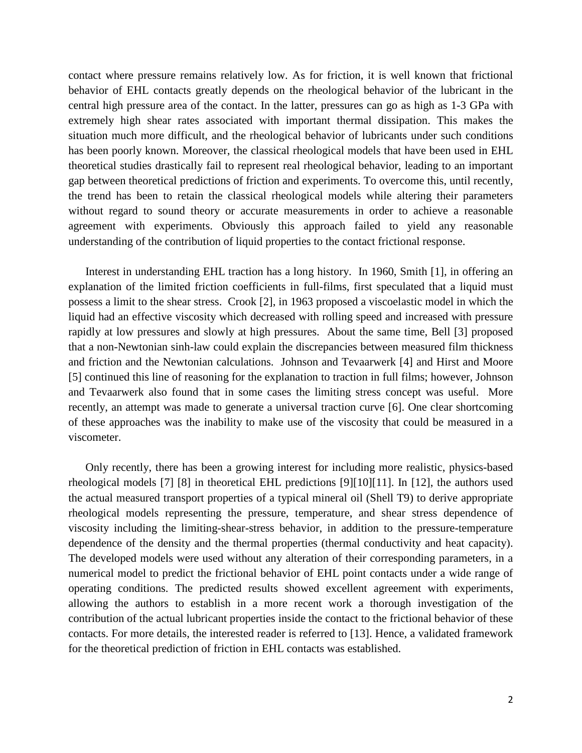contact where pressure remains relatively low. As for friction, it is well known that frictional behavior of EHL contacts greatly depends on the rheological behavior of the lubricant in the central high pressure area of the contact. In the latter, pressures can go as high as 1-3 GPa with extremely high shear rates associated with important thermal dissipation. This makes the situation much more difficult, and the rheological behavior of lubricants under such conditions has been poorly known. Moreover, the classical rheological models that have been used in EHL theoretical studies drastically fail to represent real rheological behavior, leading to an important gap between theoretical predictions of friction and experiments. To overcome this, until recently, the trend has been to retain the classical rheological models while altering their parameters without regard to sound theory or accurate measurements in order to achieve a reasonable agreement with experiments. Obviously this approach failed to yield any reasonable understanding of the contribution of liquid properties to the contact frictional response.

Interest in understanding EHL traction has a long history. In 1960, Smith [1], in offering an explanation of the limited friction coefficients in full-films, first speculated that a liquid must possess a limit to the shear stress. Crook [2], in 1963 proposed a viscoelastic model in which the liquid had an effective viscosity which decreased with rolling speed and increased with pressure rapidly at low pressures and slowly at high pressures. About the same time, Bell [3] proposed that a non-Newtonian sinh-law could explain the discrepancies between measured film thickness and friction and the Newtonian calculations. Johnson and Tevaarwerk [4] and Hirst and Moore [5] continued this line of reasoning for the explanation to traction in full films; however, Johnson and Tevaarwerk also found that in some cases the limiting stress concept was useful. More recently, an attempt was made to generate a universal traction curve [6]. One clear shortcoming of these approaches was the inability to make use of the viscosity that could be measured in a viscometer.

Only recently, there has been a growing interest for including more realistic, physics-based rheological models [7] [8] in theoretical EHL predictions [9][10][11]. In [12], the authors used the actual measured transport properties of a typical mineral oil (Shell T9) to derive appropriate rheological models representing the pressure, temperature, and shear stress dependence of viscosity including the limiting-shear-stress behavior, in addition to the pressure-temperature dependence of the density and the thermal properties (thermal conductivity and heat capacity). The developed models were used without any alteration of their corresponding parameters, in a numerical model to predict the frictional behavior of EHL point contacts under a wide range of operating conditions. The predicted results showed excellent agreement with experiments, allowing the authors to establish in a more recent work a thorough investigation of the contribution of the actual lubricant properties inside the contact to the frictional behavior of these contacts. For more details, the interested reader is referred to [13]. Hence, a validated framework for the theoretical prediction of friction in EHL contacts was established.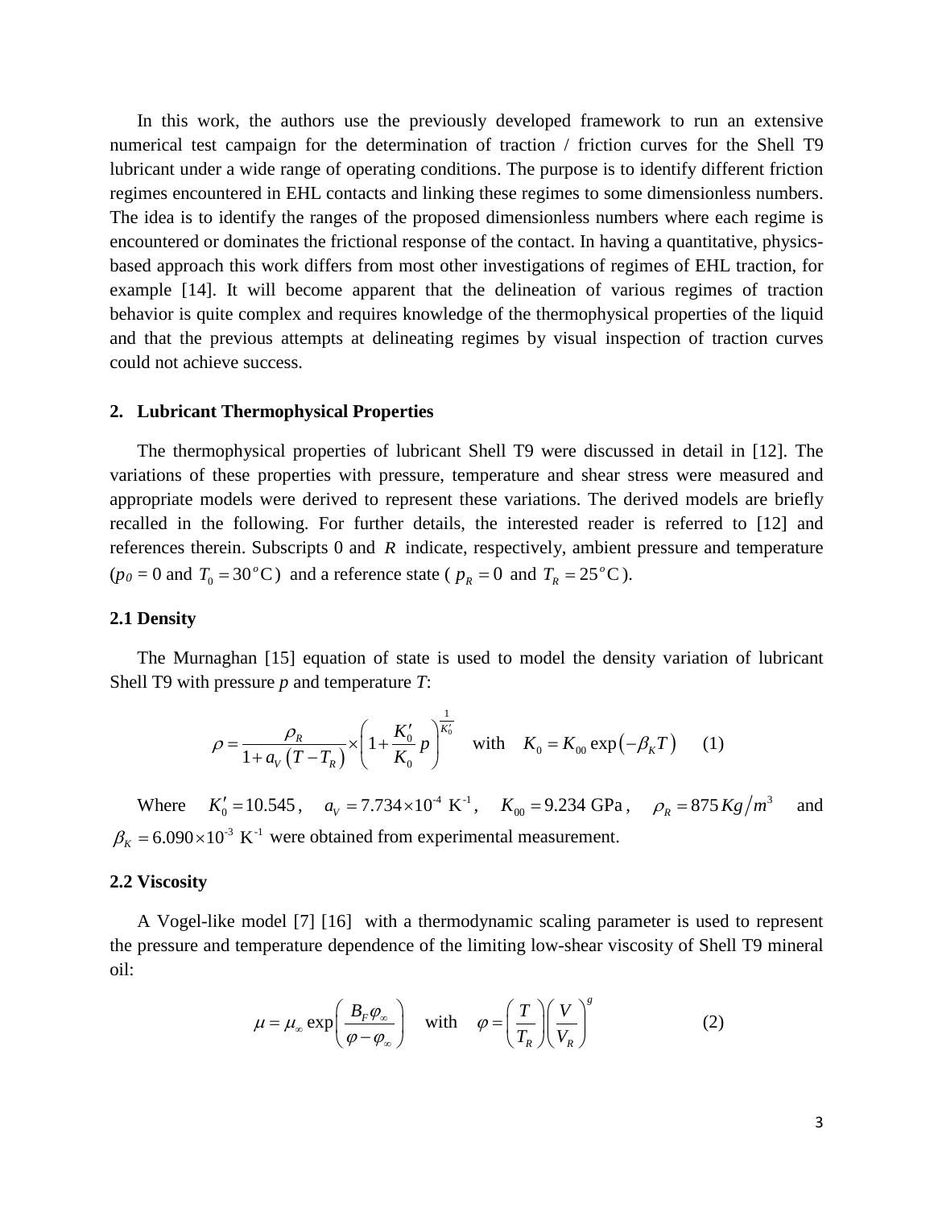In this work, the authors use the previously developed framework to run an extensive numerical test campaign for the determination of traction / friction curves for the Shell T9 lubricant under a wide range of operating conditions. The purpose is to identify different friction regimes encountered in EHL contacts and linking these regimes to some dimensionless numbers. The idea is to identify the ranges of the proposed dimensionless numbers where each regime is encountered or dominates the frictional response of the contact. In having a quantitative, physics-based approach this work differs from most other investigations of regimes of EHL traction, for example [14]. It will become apparent that the delineation of various regimes of traction behavior is quite complex and requires knowledge of the thermophysical properties of the liquid and that the previous attempts at delineating regimes by visual inspection of traction curves could not achieve success.

## 2. Lubricant Thermophysical Properties

The thermophysical properties of lubricant Shell T9 were discussed in detail in [12]. The variations of these properties with pressure, temperature and shear stress were measured and appropriate models were derived to represent these variations. The derived models are briefly recalled in the following. For further details, the interested reader is referred to [12] and references therein. Subscripts 0 and $R$ indicate, respectively, ambient pressure and temperature ($p_0 = 0$ and $T_0 = 30^o\text{C}$) and a reference state ( $p_R = 0$ and $T_R = 25^o\text{C}$ ).

### 2.1 Density

The Murnaghan [15] equation of state is used to model the density variation of lubricant Shell T9 with pressure $p$ and temperature $T$:

$$\rho = \frac{\rho_R}{1 + a_V\left(T - T_R\right)} \times \left(1 + \frac{K_0'}{K_0}\,p\right)^{\frac{1}{K_0'}} \quad \text{with} \quad K_0 = K_{00}\exp\left(-\beta_K T\right) \qquad (1)$$

Where $K_0' = 10.545$, $a_V = 7.734\times10^{-4}\ \text{K}^{-1}$, $K_{00} = 9.234\ \text{GPa}$, $\rho_R = 875\,Kg/m^3$ and $\beta_K = 6.090\times10^{-3}\ \text{K}^{-1}$ were obtained from experimental measurement.

### 2.2 Viscosity

A Vogel-like model [7] [16] with a thermodynamic scaling parameter is used to represent the pressure and temperature dependence of the limiting low-shear viscosity of Shell T9 mineral oil:

$$\mu = \mu_\infty \exp\left(\frac{B_F \varphi_\infty}{\varphi - \varphi_\infty}\right) \quad \text{with} \quad \varphi = \left(\frac{T}{T_R}\right)\left(\frac{V}{V_R}\right)^g \qquad (2)$$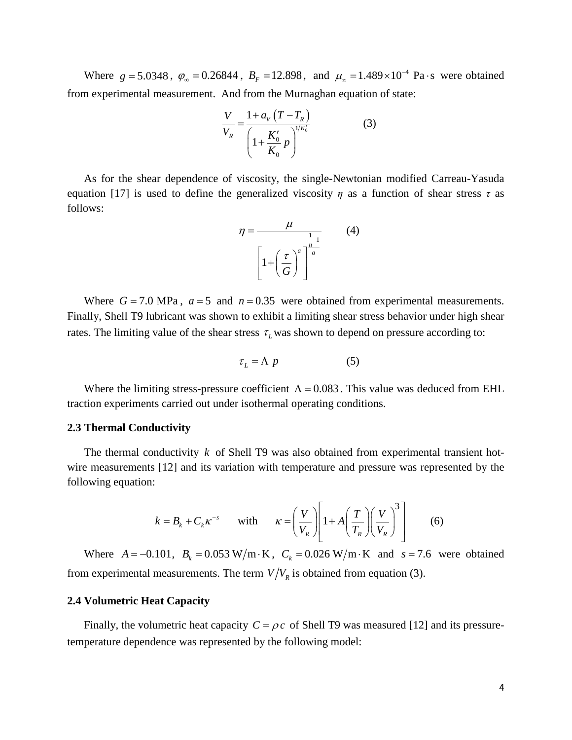Where $g = 5.0348$, $\varphi_\infty = 0.26844$, $B_F = 12.898$, and $\mu_\infty = 1.489 \times 10^{-4}$ Pa·s were obtained from experimental measurement. And from the Murnaghan equation of state:

$$\frac{V}{V_R} = \frac{1 + a_V\left(T - T_R\right)}{\left(1 + \frac{K_0'}{K_0} p\right)^{1/K_0'}} \qquad (3)$$

As for the shear dependence of viscosity, the single-Newtonian modified Carreau-Yasuda equation [17] is used to define the generalized viscosity $\eta$ as a function of shear stress $\tau$ as follows:

$$\eta = \frac{\mu}{\left[1 + \left(\frac{\tau}{G}\right)^a\right]^{\frac{\frac{1}{n}-1}{a}}} \qquad (4)$$

Where $G = 7.0$ MPa, $a = 5$ and $n = 0.35$ were obtained from experimental measurements. Finally, Shell T9 lubricant was shown to exhibit a limiting shear stress behavior under high shear rates. The limiting value of the shear stress $\tau_L$ was shown to depend on pressure according to:

$$\tau_L = \Lambda \, p \qquad (5)$$

Where the limiting stress-pressure coefficient $\Lambda = 0.083$. This value was deduced from EHL traction experiments carried out under isothermal operating conditions.

### 2.3 Thermal Conductivity

The thermal conductivity $k$ of Shell T9 was also obtained from experimental transient hot-wire measurements [12] and its variation with temperature and pressure was represented by the following equation:

$$k = B_k + C_k \kappa^{-s} \quad \text{with} \quad \kappa = \left(\frac{V}{V_R}\right)\left[1 + A\left(\frac{T}{T_R}\right)\left(\frac{V}{V_R}\right)^3\right] \qquad (6)$$

Where $A = -0.101$, $B_k = 0.053$ W/m·K, $C_k = 0.026$ W/m·K and $s = 7.6$ were obtained from experimental measurements. The term $V/V_R$ is obtained from equation (3).

### 2.4 Volumetric Heat Capacity

Finally, the volumetric heat capacity $C = \rho c$ of Shell T9 was measured [12] and its pressure-temperature dependence was represented by the following model: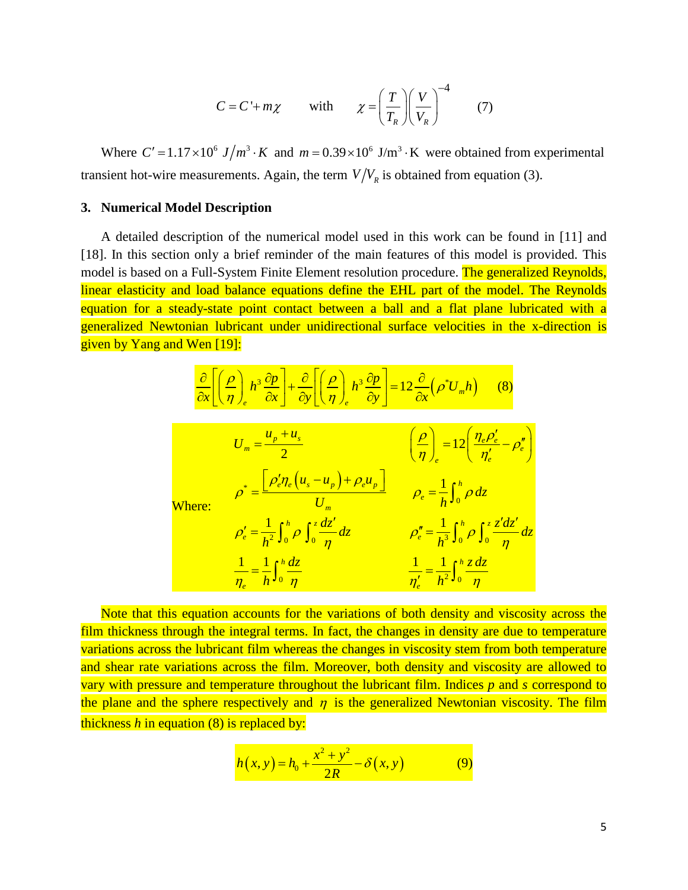$$C = C' + m\chi \qquad \text{with} \qquad \chi = \left(\frac{T}{T_R}\right)\left(\frac{V}{V_R}\right)^{-4} \qquad (7)$$

Where $C' = 1.17\times10^6\ J/m^3\cdot K$ and $m = 0.39\times10^6\ \text{J/m}^3\cdot\text{K}$ were obtained from experimental transient hot-wire measurements. Again, the term $V/V_R$ is obtained from equation (3).

## 3. Numerical Model Description

A detailed description of the numerical model used in this work can be found in [11] and [18]. In this section only a brief reminder of the main features of this model is provided. This model is based on a Full-System Finite Element resolution procedure. The generalized Reynolds, linear elasticity and load balance equations define the EHL part of the model. The Reynolds equation for a steady-state point contact between a ball and a flat plane lubricated with a generalized Newtonian lubricant under unidirectional surface velocities in the x-direction is given by Yang and Wen [19]:

$$\frac{\partial}{\partial x}\left[\left(\frac{\rho}{\eta}\right)_e h^3\frac{\partial p}{\partial x}\right] + \frac{\partial}{\partial y}\left[\left(\frac{\rho}{\eta}\right)_e h^3\frac{\partial p}{\partial y}\right] = 12\frac{\partial}{\partial x}\left(\rho^* U_m h\right) \qquad (8)$$

Where:

$$U_m = \frac{u_p + u_s}{2} \qquad \left(\frac{\rho}{\eta}\right)_e = 12\left(\frac{\eta_e\rho'_e}{\eta'_e} - \rho''_e\right)$$

$$\rho^* = \frac{\left[\rho'_e\eta_e\left(u_s - u_p\right) + \rho_e u_p\right]}{U_m} \qquad \rho_e = \frac{1}{h}\int_0^h \rho\, dz$$

$$\rho'_e = \frac{1}{h^2}\int_0^h \rho \int_0^z \frac{dz'}{\eta}dz \qquad \rho''_e = \frac{1}{h^3}\int_0^h \rho \int_0^z \frac{z'dz'}{\eta}dz$$

$$\frac{1}{\eta_e} = \frac{1}{h}\int_0^h \frac{dz}{\eta} \qquad \frac{1}{\eta'_e} = \frac{1}{h^2}\int_0^h \frac{z\,dz}{\eta}$$

Note that this equation accounts for the variations of both density and viscosity across the film thickness through the integral terms. In fact, the changes in density are due to temperature variations across the lubricant film whereas the changes in viscosity stem from both temperature and shear rate variations across the film. Moreover, both density and viscosity are allowed to vary with pressure and temperature throughout the lubricant film. Indices $p$ and $s$ correspond to the plane and the sphere respectively and $\eta$ is the generalized Newtonian viscosity. The film thickness $h$ in equation (8) is replaced by:

$$h(x,y) = h_0 + \frac{x^2 + y^2}{2R} - \delta(x,y) \qquad (9)$$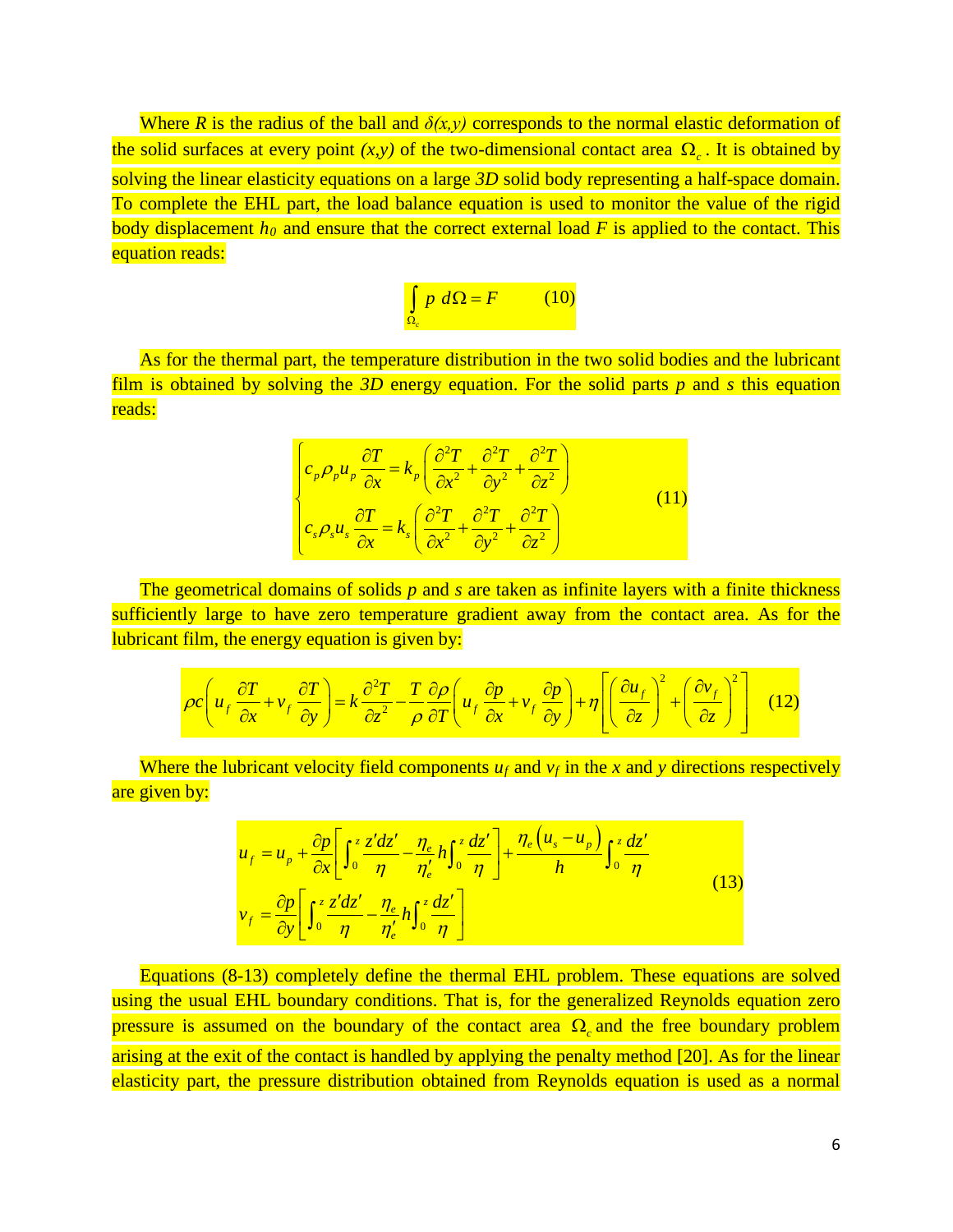Where $R$ is the radius of the ball and $\delta(x,y)$ corresponds to the normal elastic deformation of the solid surfaces at every point $(x,y)$ of the two-dimensional contact area $\Omega_c$. It is obtained by solving the linear elasticity equations on a large *3D* solid body representing a half-space domain. To complete the EHL part, the load balance equation is used to monitor the value of the rigid body displacement $h_0$ and ensure that the correct external load $F$ is applied to the contact. This equation reads:

$$\int_{\Omega_c} p \; d\Omega = F \qquad (10)$$

As for the thermal part, the temperature distribution in the two solid bodies and the lubricant film is obtained by solving the *3D* energy equation. For the solid parts $p$ and $s$ this equation reads:

$$\begin{cases} c_p \rho_p u_p \dfrac{\partial T}{\partial x} = k_p \left( \dfrac{\partial^2 T}{\partial x^2} + \dfrac{\partial^2 T}{\partial y^2} + \dfrac{\partial^2 T}{\partial z^2} \right) \\ c_s \rho_s u_s \dfrac{\partial T}{\partial x} = k_s \left( \dfrac{\partial^2 T}{\partial x^2} + \dfrac{\partial^2 T}{\partial y^2} + \dfrac{\partial^2 T}{\partial z^2} \right) \end{cases} \qquad (11)$$

The geometrical domains of solids $p$ and $s$ are taken as infinite layers with a finite thickness sufficiently large to have zero temperature gradient away from the contact area. As for the lubricant film, the energy equation is given by:

$$\rho c \left( u_f \frac{\partial T}{\partial x} + v_f \frac{\partial T}{\partial y} \right) = k \frac{\partial^2 T}{\partial z^2} - \frac{T}{\rho} \frac{\partial \rho}{\partial T} \left( u_f \frac{\partial p}{\partial x} + v_f \frac{\partial p}{\partial y} \right) + \eta \left[ \left( \frac{\partial u_f}{\partial z} \right)^2 + \left( \frac{\partial v_f}{\partial z} \right)^2 \right] \qquad (12)$$

Where the lubricant velocity field components $u_f$ and $v_f$ in the $x$ and $y$ directions respectively are given by:

$$\begin{aligned} u_f &= u_p + \frac{\partial p}{\partial x} \left[ \int_0^z \frac{z' dz'}{\eta} - \frac{\eta_e}{\eta'_e} h \int_0^z \frac{dz'}{\eta} \right] + \frac{\eta_e \left( u_s - u_p \right)}{h} \int_0^z \frac{dz'}{\eta} \\ v_f &= \frac{\partial p}{\partial y} \left[ \int_0^z \frac{z' dz'}{\eta} - \frac{\eta_e}{\eta'_e} h \int_0^z \frac{dz'}{\eta} \right] \end{aligned} \qquad (13)$$

Equations (8-13) completely define the thermal EHL problem. These equations are solved using the usual EHL boundary conditions. That is, for the generalized Reynolds equation zero pressure is assumed on the boundary of the contact area $\Omega_c$ and the free boundary problem arising at the exit of the contact is handled by applying the penalty method [20]. As for the linear elasticity part, the pressure distribution obtained from Reynolds equation is used as a normal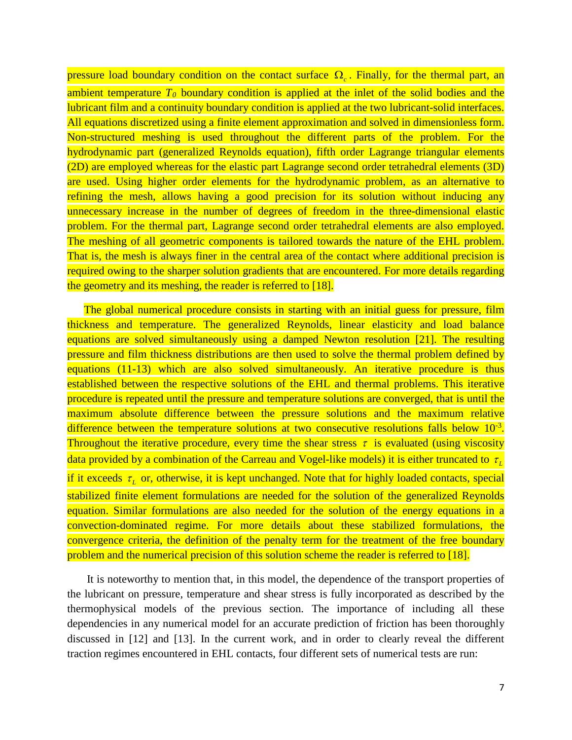pressure load boundary condition on the contact surface $\Omega_c$. Finally, for the thermal part, an ambient temperature $T_0$ boundary condition is applied at the inlet of the solid bodies and the lubricant film and a continuity boundary condition is applied at the two lubricant-solid interfaces. All equations discretized using a finite element approximation and solved in dimensionless form. Non-structured meshing is used throughout the different parts of the problem. For the hydrodynamic part (generalized Reynolds equation), fifth order Lagrange triangular elements (2D) are employed whereas for the elastic part Lagrange second order tetrahedral elements (3D) are used. Using higher order elements for the hydrodynamic problem, as an alternative to refining the mesh, allows having a good precision for its solution without inducing any unnecessary increase in the number of degrees of freedom in the three-dimensional elastic problem. For the thermal part, Lagrange second order tetrahedral elements are also employed. The meshing of all geometric components is tailored towards the nature of the EHL problem. That is, the mesh is always finer in the central area of the contact where additional precision is required owing to the sharper solution gradients that are encountered. For more details regarding the geometry and its meshing, the reader is referred to [18].

The global numerical procedure consists in starting with an initial guess for pressure, film thickness and temperature. The generalized Reynolds, linear elasticity and load balance equations are solved simultaneously using a damped Newton resolution [21]. The resulting pressure and film thickness distributions are then used to solve the thermal problem defined by equations (11-13) which are also solved simultaneously. An iterative procedure is thus established between the respective solutions of the EHL and thermal problems. This iterative procedure is repeated until the pressure and temperature solutions are converged, that is until the maximum absolute difference between the pressure solutions and the maximum relative difference between the temperature solutions at two consecutive resolutions falls below $10^{-3}$. Throughout the iterative procedure, every time the shear stress $\tau$ is evaluated (using viscosity data provided by a combination of the Carreau and Vogel-like models) it is either truncated to $\tau_L$ if it exceeds $\tau_L$ or, otherwise, it is kept unchanged. Note that for highly loaded contacts, special stabilized finite element formulations are needed for the solution of the generalized Reynolds equation. Similar formulations are also needed for the solution of the energy equations in a convection-dominated regime. For more details about these stabilized formulations, the convergence criteria, the definition of the penalty term for the treatment of the free boundary problem and the numerical precision of this solution scheme the reader is referred to [18].

It is noteworthy to mention that, in this model, the dependence of the transport properties of the lubricant on pressure, temperature and shear stress is fully incorporated as described by the thermophysical models of the previous section. The importance of including all these dependencies in any numerical model for an accurate prediction of friction has been thoroughly discussed in [12] and [13]. In the current work, and in order to clearly reveal the different traction regimes encountered in EHL contacts, four different sets of numerical tests are run: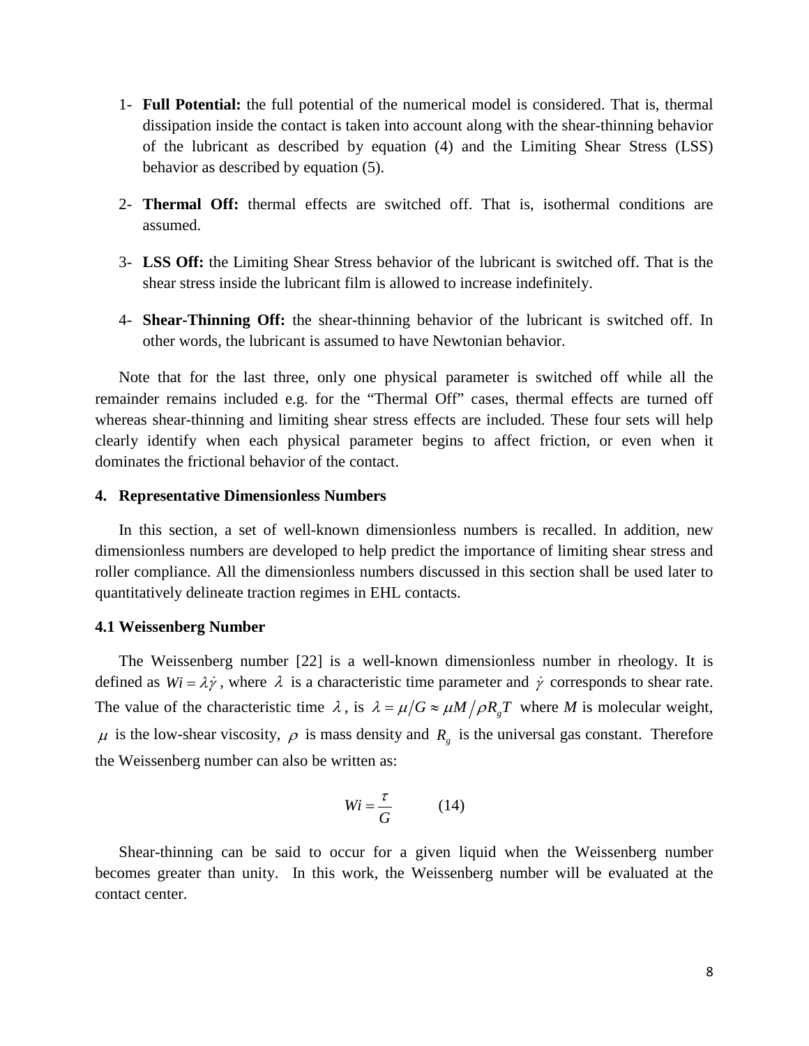1- **Full Potential:** the full potential of the numerical model is considered. That is, thermal dissipation inside the contact is taken into account along with the shear-thinning behavior of the lubricant as described by equation (4) and the Limiting Shear Stress (LSS) behavior as described by equation (5).

2- **Thermal Off:** thermal effects are switched off. That is, isothermal conditions are assumed.

3- **LSS Off:** the Limiting Shear Stress behavior of the lubricant is switched off. That is the shear stress inside the lubricant film is allowed to increase indefinitely.

4- **Shear-Thinning Off:** the shear-thinning behavior of the lubricant is switched off. In other words, the lubricant is assumed to have Newtonian behavior.

Note that for the last three, only one physical parameter is switched off while all the remainder remains included e.g. for the "Thermal Off" cases, thermal effects are turned off whereas shear-thinning and limiting shear stress effects are included. These four sets will help clearly identify when each physical parameter begins to affect friction, or even when it dominates the frictional behavior of the contact.

## 4. Representative Dimensionless Numbers

In this section, a set of well-known dimensionless numbers is recalled. In addition, new dimensionless numbers are developed to help predict the importance of limiting shear stress and roller compliance. All the dimensionless numbers discussed in this section shall be used later to quantitatively delineate traction regimes in EHL contacts.

### 4.1 Weissenberg Number

The Weissenberg number [22] is a well-known dimensionless number in rheology. It is defined as $Wi = \lambda \dot{\gamma}$, where $\lambda$ is a characteristic time parameter and $\dot{\gamma}$ corresponds to shear rate. The value of the characteristic time $\lambda$, is $\lambda = \mu / G \approx \mu M / \rho R_g T$ where $M$ is molecular weight, $\mu$ is the low-shear viscosity, $\rho$ is mass density and $R_g$ is the universal gas constant. Therefore the Weissenberg number can also be written as:

$$Wi = \frac{\tau}{G} \qquad (14)$$

Shear-thinning can be said to occur for a given liquid when the Weissenberg number becomes greater than unity. In this work, the Weissenberg number will be evaluated at the contact center.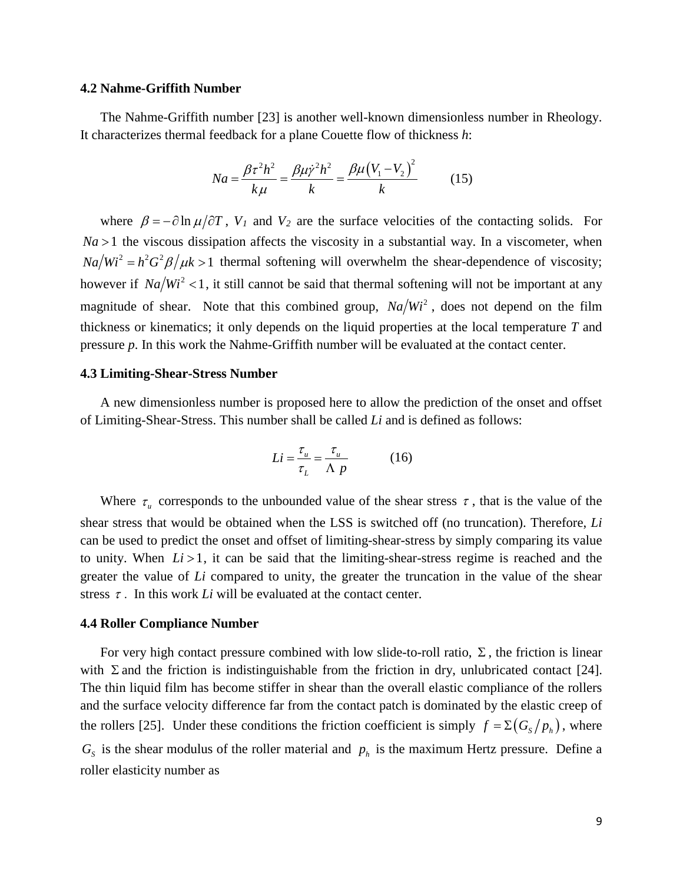### 4.2 Nahme-Griffith Number

The Nahme-Griffith number [23] is another well-known dimensionless number in Rheology. It characterizes thermal feedback for a plane Couette flow of thickness *h*:

$$Na = \frac{\beta \tau^2 h^2}{k\mu} = \frac{\beta \mu \dot{\gamma}^2 h^2}{k} = \frac{\beta \mu \left(V_1 - V_2\right)^2}{k} \qquad (15)$$

where $\beta = -\partial \ln \mu / \partial T$, $V_1$ and $V_2$ are the surface velocities of the contacting solids. For $Na > 1$ the viscous dissipation affects the viscosity in a substantial way. In a viscometer, when $Na/Wi^2 = h^2 G^2 \beta / \mu k > 1$ thermal softening will overwhelm the shear-dependence of viscosity; however if $Na/Wi^2 < 1$, it still cannot be said that thermal softening will not be important at any magnitude of shear. Note that this combined group, $Na/Wi^2$, does not depend on the film thickness or kinematics; it only depends on the liquid properties at the local temperature *T* and pressure *p*. In this work the Nahme-Griffith number will be evaluated at the contact center.

### 4.3 Limiting-Shear-Stress Number

A new dimensionless number is proposed here to allow the prediction of the onset and offset of Limiting-Shear-Stress. This number shall be called *Li* and is defined as follows:

$$Li = \frac{\tau_u}{\tau_L} = \frac{\tau_u}{\Lambda\ p} \qquad (16)$$

Where $\tau_u$ corresponds to the unbounded value of the shear stress $\tau$, that is the value of the shear stress that would be obtained when the LSS is switched off (no truncation). Therefore, *Li* can be used to predict the onset and offset of limiting-shear-stress by simply comparing its value to unity. When $Li > 1$, it can be said that the limiting-shear-stress regime is reached and the greater the value of *Li* compared to unity, the greater the truncation in the value of the shear stress $\tau$. In this work *Li* will be evaluated at the contact center.

### 4.4 Roller Compliance Number

For very high contact pressure combined with low slide-to-roll ratio, $\Sigma$, the friction is linear with $\Sigma$ and the friction is indistinguishable from the friction in dry, unlubricated contact [24]. The thin liquid film has become stiffer in shear than the overall elastic compliance of the rollers and the surface velocity difference far from the contact patch is dominated by the elastic creep of the rollers [25]. Under these conditions the friction coefficient is simply $f = \Sigma\left(G_S / p_h\right)$, where $G_S$ is the shear modulus of the roller material and $p_h$ is the maximum Hertz pressure. Define a roller elasticity number as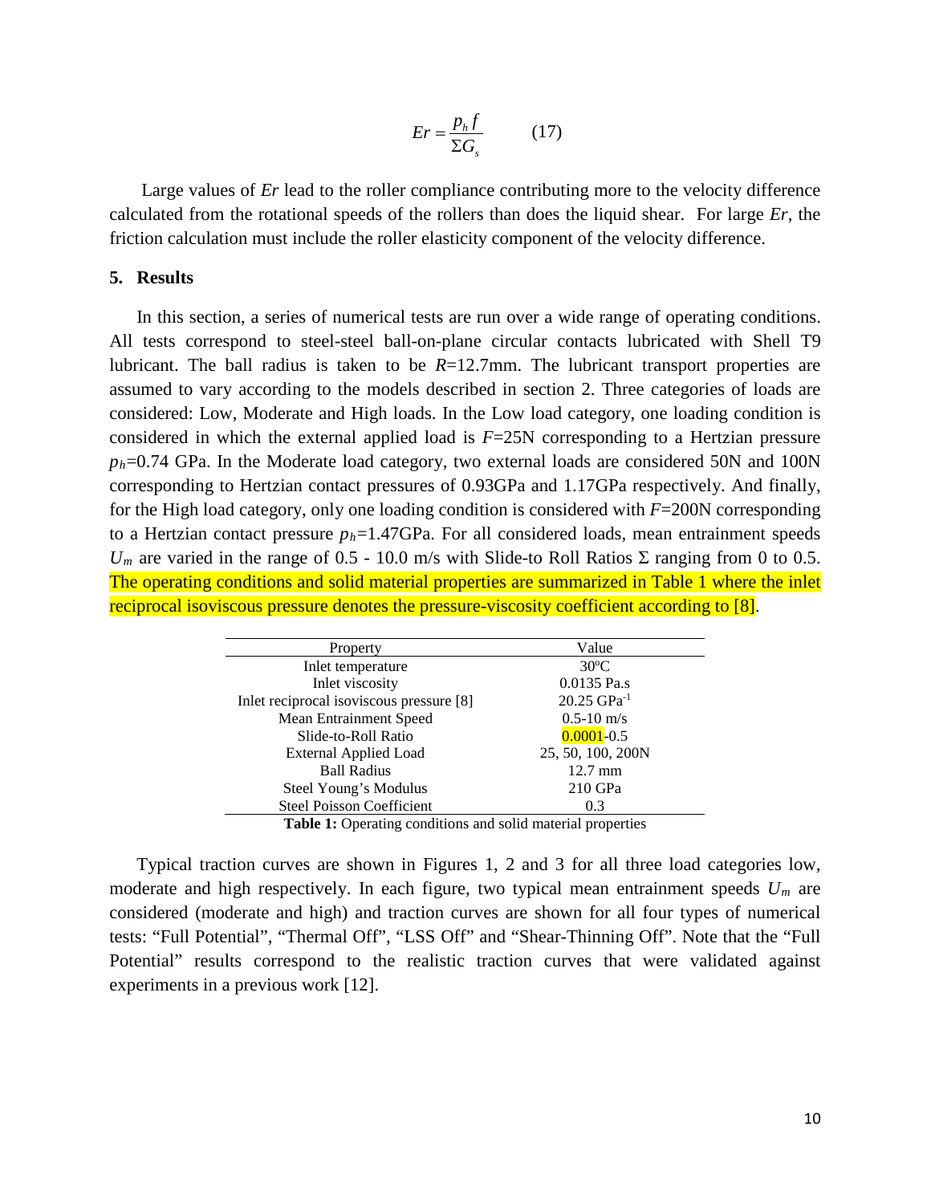$$Er = \frac{p_h f}{\Sigma G_s} \qquad (17)$$

Large values of *Er* lead to the roller compliance contributing more to the velocity difference calculated from the rotational speeds of the rollers than does the liquid shear. For large *Er*, the friction calculation must include the roller elasticity component of the velocity difference.

## 5. Results

In this section, a series of numerical tests are run over a wide range of operating conditions. All tests correspond to steel-steel ball-on-plane circular contacts lubricated with Shell T9 lubricant. The ball radius is taken to be $R$=12.7mm. The lubricant transport properties are assumed to vary according to the models described in section 2. Three categories of loads are considered: Low, Moderate and High loads. In the Low load category, one loading condition is considered in which the external applied load is $F$=25N corresponding to a Hertzian pressure $p_h$=0.74 GPa. In the Moderate load category, two external loads are considered 50N and 100N corresponding to Hertzian contact pressures of 0.93GPa and 1.17GPa respectively. And finally, for the High load category, only one loading condition is considered with $F$=200N corresponding to a Hertzian contact pressure $p_h$=1.47GPa. For all considered loads, mean entrainment speeds $U_m$ are varied in the range of 0.5 - 10.0 m/s with Slide-to Roll Ratios $\Sigma$ ranging from 0 to 0.5. The operating conditions and solid material properties are summarized in Table 1 where the inlet reciprocal isoviscous pressure denotes the pressure-viscosity coefficient according to [8].

| Property | Value |
|---|---|
| Inlet temperature | 30°C |
| Inlet viscosity | 0.0135 Pa.s |
| Inlet reciprocal isoviscous pressure [8] | 20.25 GPa$^{-1}$ |
| Mean Entrainment Speed | 0.5-10 m/s |
| Slide-to-Roll Ratio | 0.0001-0.5 |
| External Applied Load | 25, 50, 100, 200N |
| Ball Radius | 12.7 mm |
| Steel Young's Modulus | 210 GPa |
| Steel Poisson Coefficient | 0.3 |

**Table 1:** Operating conditions and solid material properties

Typical traction curves are shown in Figures 1, 2 and 3 for all three load categories low, moderate and high respectively. In each figure, two typical mean entrainment speeds $U_m$ are considered (moderate and high) and traction curves are shown for all four types of numerical tests: "Full Potential", "Thermal Off", "LSS Off" and "Shear-Thinning Off". Note that the "Full Potential" results correspond to the realistic traction curves that were validated against experiments in a previous work [12].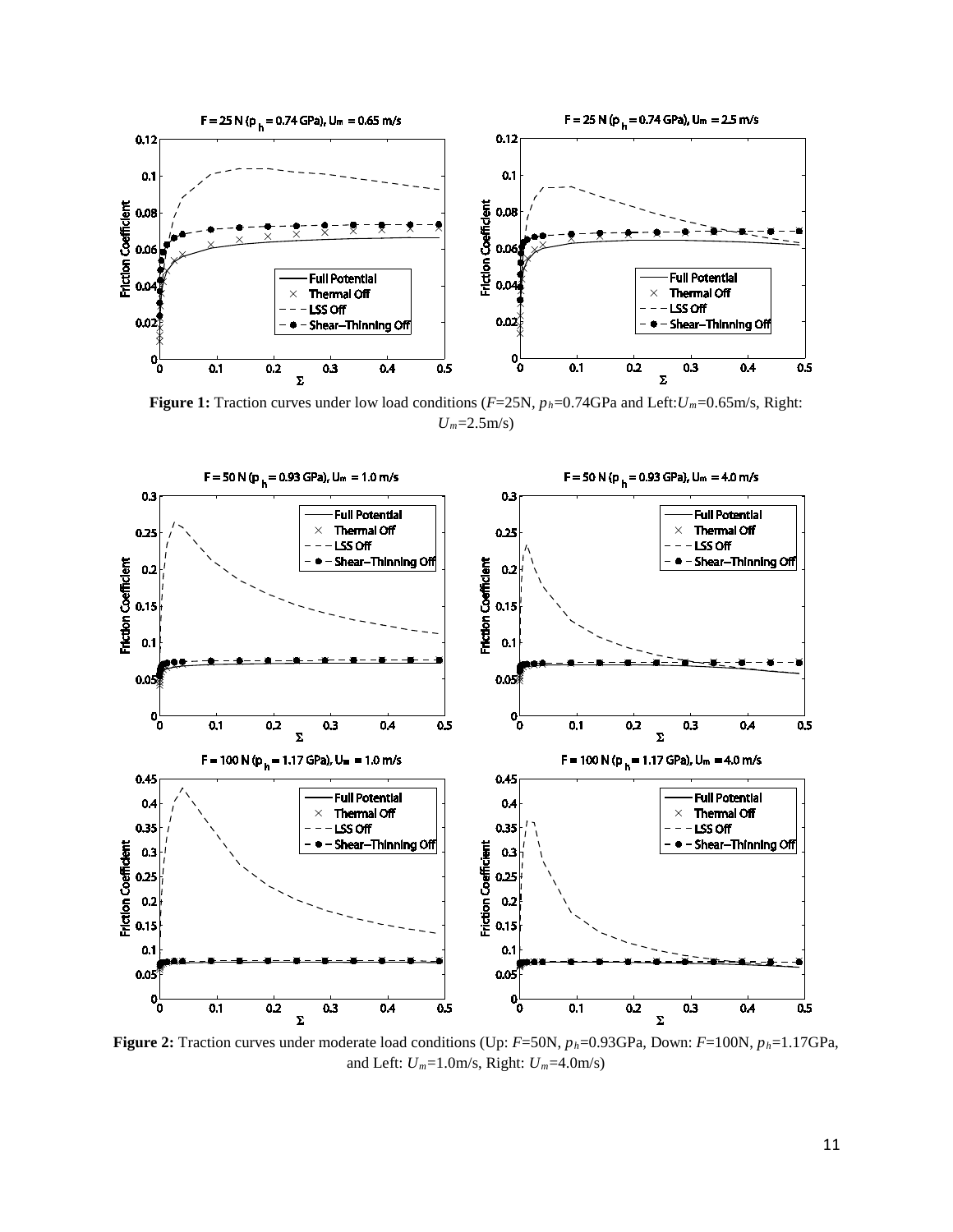**Figure 1:** Traction curves under low load conditions ($F$=25N, $p_h$=0.74GPa and Left:$U_m$=0.65m/s, Right: $U_m$=2.5m/s)

**Figure 2:** Traction curves under moderate load conditions (Up: $F$=50N, $p_h$=0.93GPa, Down: $F$=100N, $p_h$=1.17GPa, and Left: $U_m$=1.0m/s, Right: $U_m$=4.0m/s)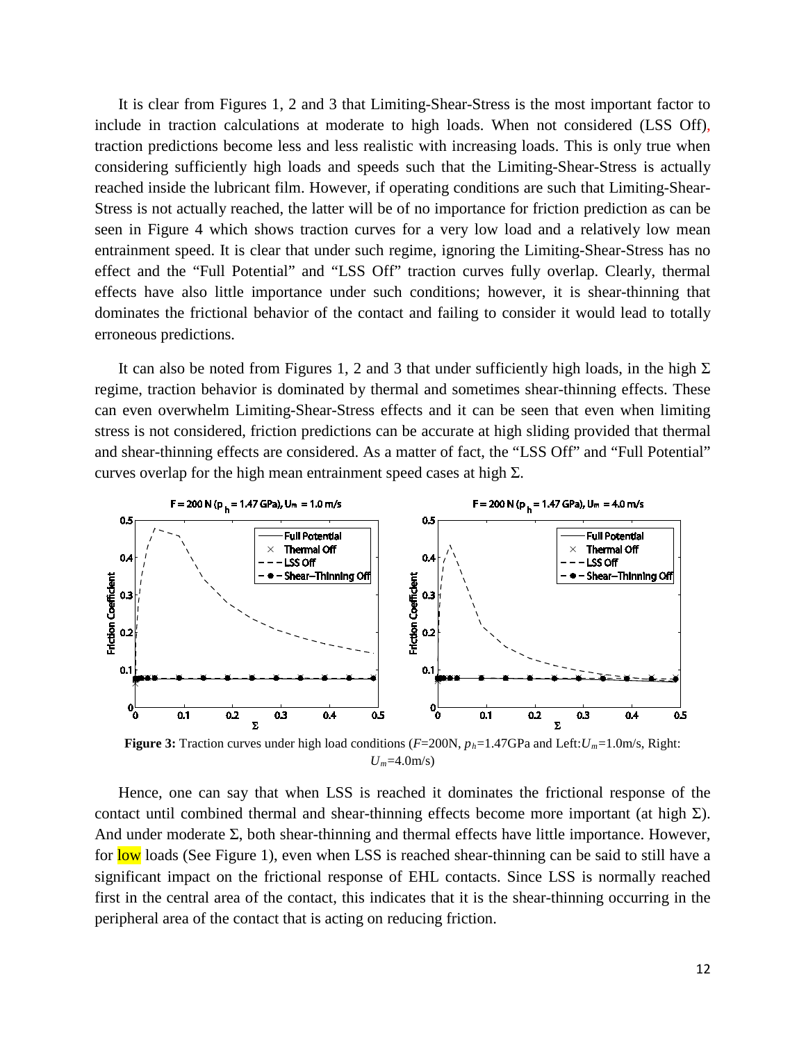It is clear from Figures 1, 2 and 3 that Limiting-Shear-Stress is the most important factor to include in traction calculations at moderate to high loads. When not considered (LSS Off), traction predictions become less and less realistic with increasing loads. This is only true when considering sufficiently high loads and speeds such that the Limiting-Shear-Stress is actually reached inside the lubricant film. However, if operating conditions are such that Limiting-Shear-Stress is not actually reached, the latter will be of no importance for friction prediction as can be seen in Figure 4 which shows traction curves for a very low load and a relatively low mean entrainment speed. It is clear that under such regime, ignoring the Limiting-Shear-Stress has no effect and the "Full Potential" and "LSS Off" traction curves fully overlap. Clearly, thermal effects have also little importance under such conditions; however, it is shear-thinning that dominates the frictional behavior of the contact and failing to consider it would lead to totally erroneous predictions.

It can also be noted from Figures 1, 2 and 3 that under sufficiently high loads, in the high $\Sigma$ regime, traction behavior is dominated by thermal and sometimes shear-thinning effects. These can even overwhelm Limiting-Shear-Stress effects and it can be seen that even when limiting stress is not considered, friction predictions can be accurate at high sliding provided that thermal and shear-thinning effects are considered. As a matter of fact, the "LSS Off" and "Full Potential" curves overlap for the high mean entrainment speed cases at high $\Sigma$.

**Figure 3:** Traction curves under high load conditions ($F$=200N, $p_h$=1.47GPa and Left:$U_m$=1.0m/s, Right: $U_m$=4.0m/s)

Hence, one can say that when LSS is reached it dominates the frictional response of the contact until combined thermal and shear-thinning effects become more important (at high $\Sigma$). And under moderate $\Sigma$, both shear-thinning and thermal effects have little importance. However, for low loads (See Figure 1), even when LSS is reached shear-thinning can be said to still have a significant impact on the frictional response of EHL contacts. Since LSS is normally reached first in the central area of the contact, this indicates that it is the shear-thinning occurring in the peripheral area of the contact that is acting on reducing friction.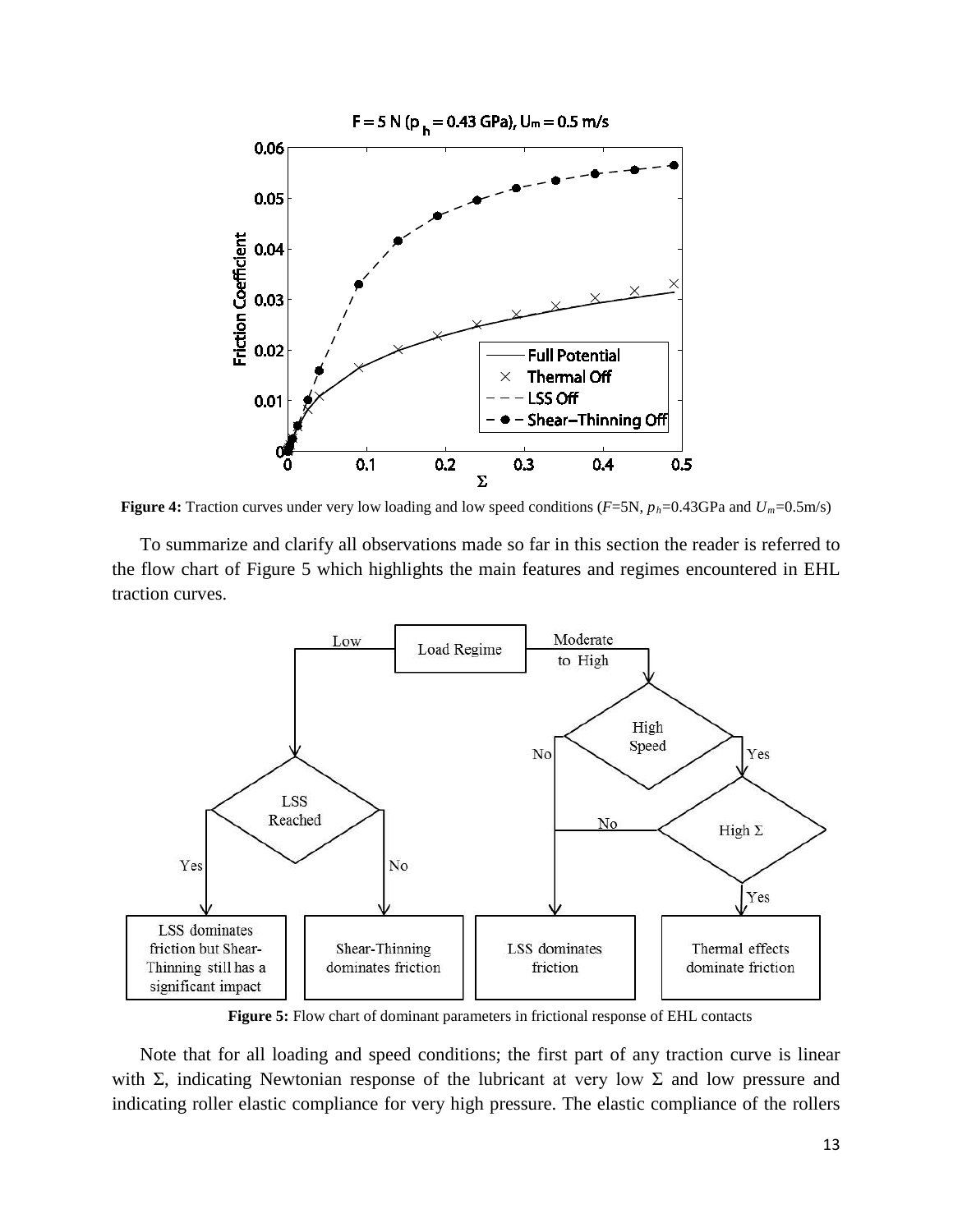**Figure 4:** Traction curves under very low loading and low speed conditions ($F$=5N, $p_h$=0.43GPa and $U_m$=0.5m/s)

To summarize and clarify all observations made so far in this section the reader is referred to the flow chart of Figure 5 which highlights the main features and regimes encountered in EHL traction curves.

**Figure 5:** Flow chart of dominant parameters in frictional response of EHL contacts

Note that for all loading and speed conditions; the first part of any traction curve is linear with Σ, indicating Newtonian response of the lubricant at very low Σ and low pressure and indicating roller elastic compliance for very high pressure. The elastic compliance of the rollers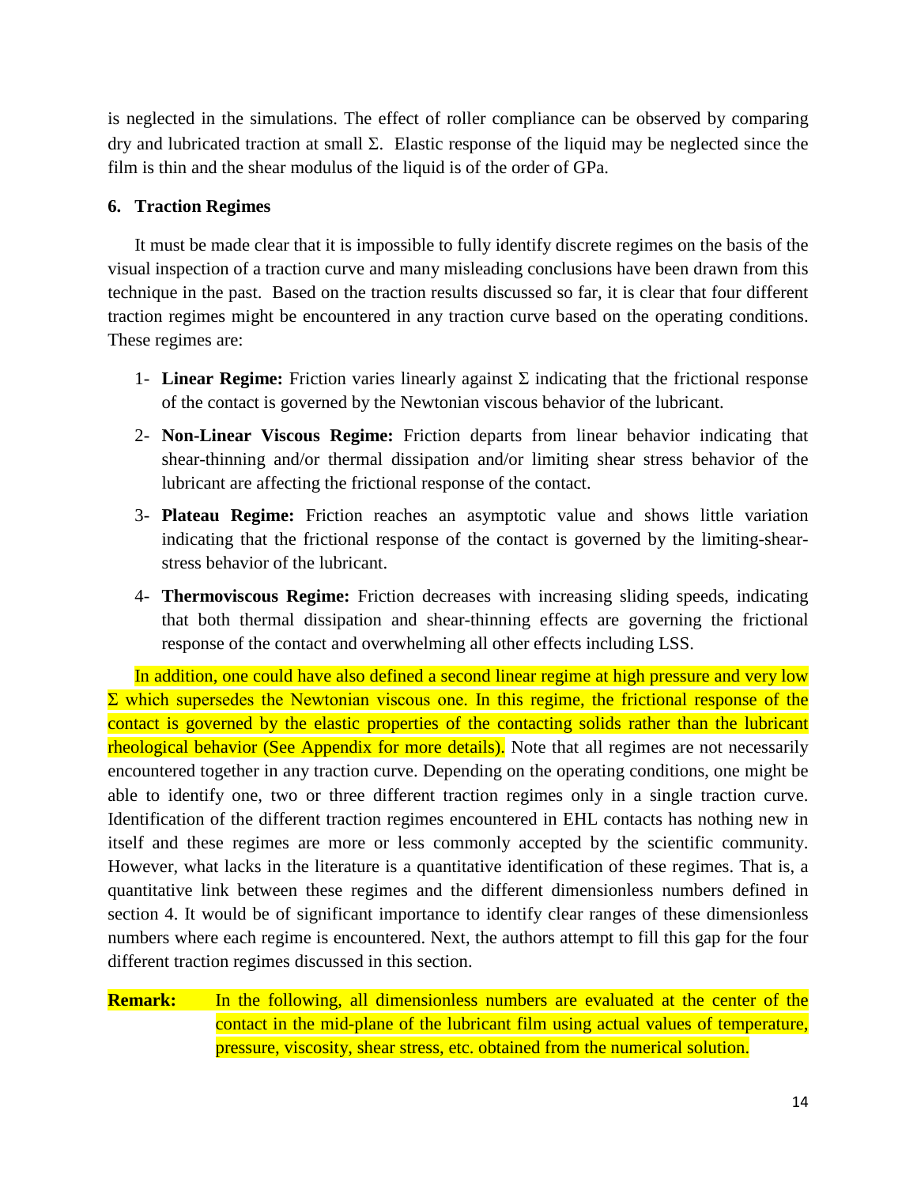is neglected in the simulations. The effect of roller compliance can be observed by comparing dry and lubricated traction at small $\Sigma$. Elastic response of the liquid may be neglected since the film is thin and the shear modulus of the liquid is of the order of GPa.

## 6. Traction Regimes

It must be made clear that it is impossible to fully identify discrete regimes on the basis of the visual inspection of a traction curve and many misleading conclusions have been drawn from this technique in the past. Based on the traction results discussed so far, it is clear that four different traction regimes might be encountered in any traction curve based on the operating conditions. These regimes are:

1- **Linear Regime:** Friction varies linearly against $\Sigma$ indicating that the frictional response of the contact is governed by the Newtonian viscous behavior of the lubricant.

2- **Non-Linear Viscous Regime:** Friction departs from linear behavior indicating that shear-thinning and/or thermal dissipation and/or limiting shear stress behavior of the lubricant are affecting the frictional response of the contact.

3- **Plateau Regime:** Friction reaches an asymptotic value and shows little variation indicating that the frictional response of the contact is governed by the limiting-shear-stress behavior of the lubricant.

4- **Thermoviscous Regime:** Friction decreases with increasing sliding speeds, indicating that both thermal dissipation and shear-thinning effects are governing the frictional response of the contact and overwhelming all other effects including LSS.

In addition, one could have also defined a second linear regime at high pressure and very low $\Sigma$ which supersedes the Newtonian viscous one. In this regime, the frictional response of the contact is governed by the elastic properties of the contacting solids rather than the lubricant rheological behavior (See Appendix for more details). Note that all regimes are not necessarily encountered together in any traction curve. Depending on the operating conditions, one might be able to identify one, two or three different traction regimes only in a single traction curve. Identification of the different traction regimes encountered in EHL contacts has nothing new in itself and these regimes are more or less commonly accepted by the scientific community. However, what lacks in the literature is a quantitative identification of these regimes. That is, a quantitative link between these regimes and the different dimensionless numbers defined in section 4. It would be of significant importance to identify clear ranges of these dimensionless numbers where each regime is encountered. Next, the authors attempt to fill this gap for the four different traction regimes discussed in this section.

**Remark:** In the following, all dimensionless numbers are evaluated at the center of the contact in the mid-plane of the lubricant film using actual values of temperature, pressure, viscosity, shear stress, etc. obtained from the numerical solution.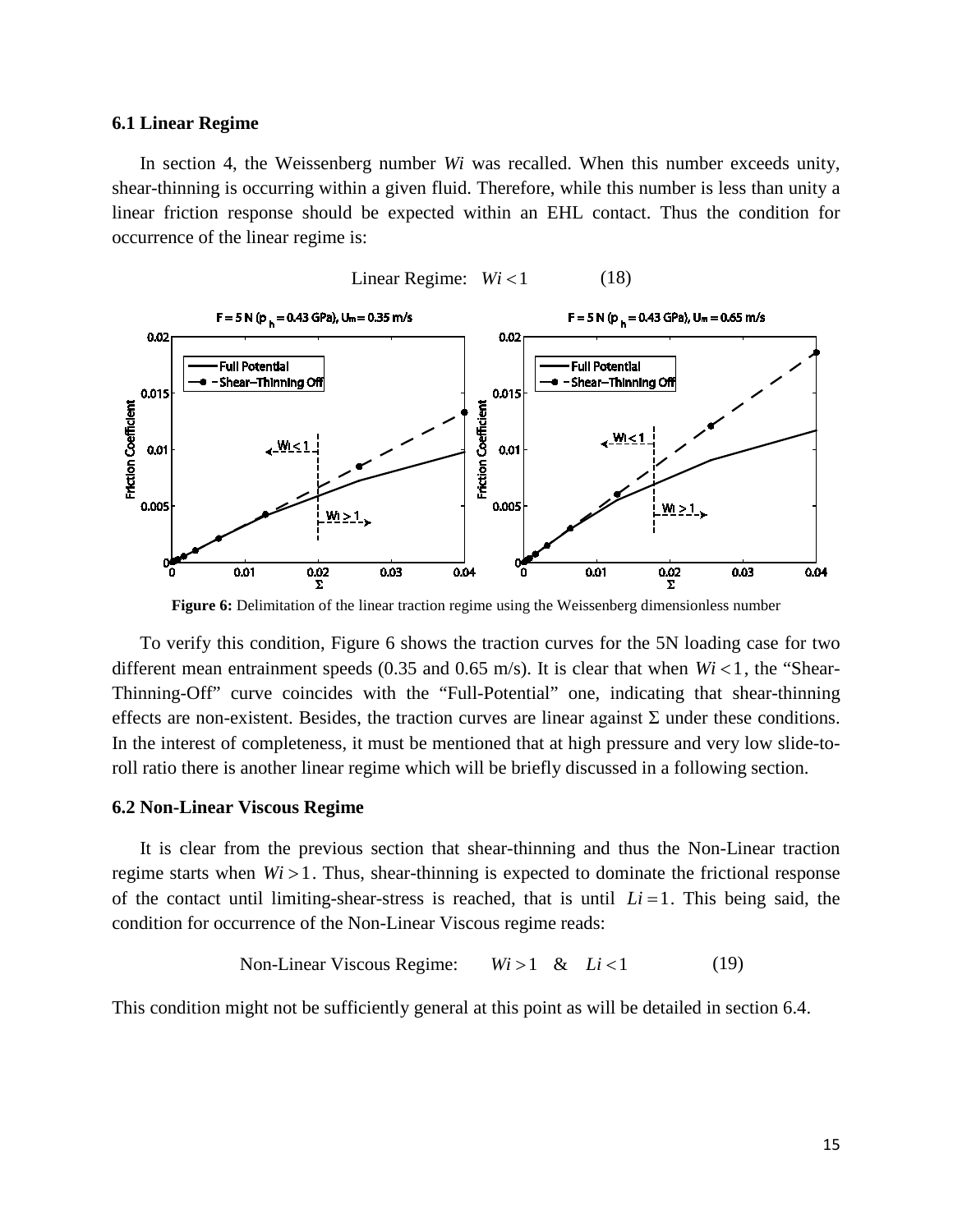### 6.1 Linear Regime

In section 4, the Weissenberg number *Wi* was recalled. When this number exceeds unity, shear-thinning is occurring within a given fluid. Therefore, while this number is less than unity a linear friction response should be expected within an EHL contact. Thus the condition for occurrence of the linear regime is:

$$\text{Linear Regime:} \quad Wi < 1 \qquad (18)$$

**Figure 6:** Delimitation of the linear traction regime using the Weissenberg dimensionless number

To verify this condition, Figure 6 shows the traction curves for the 5N loading case for two different mean entrainment speeds (0.35 and 0.65 m/s). It is clear that when $Wi < 1$, the "Shear-Thinning-Off" curve coincides with the "Full-Potential" one, indicating that shear-thinning effects are non-existent. Besides, the traction curves are linear against $\Sigma$ under these conditions. In the interest of completeness, it must be mentioned that at high pressure and very low slide-to-roll ratio there is another linear regime which will be briefly discussed in a following section.

### 6.2 Non-Linear Viscous Regime

It is clear from the previous section that shear-thinning and thus the Non-Linear traction regime starts when $Wi > 1$. Thus, shear-thinning is expected to dominate the frictional response of the contact until limiting-shear-stress is reached, that is until $Li = 1$. This being said, the condition for occurrence of the Non-Linear Viscous regime reads:

$$\text{Non-Linear Viscous Regime:} \quad Wi > 1 \quad \& \quad Li < 1 \qquad (19)$$

This condition might not be sufficiently general at this point as will be detailed in section 6.4.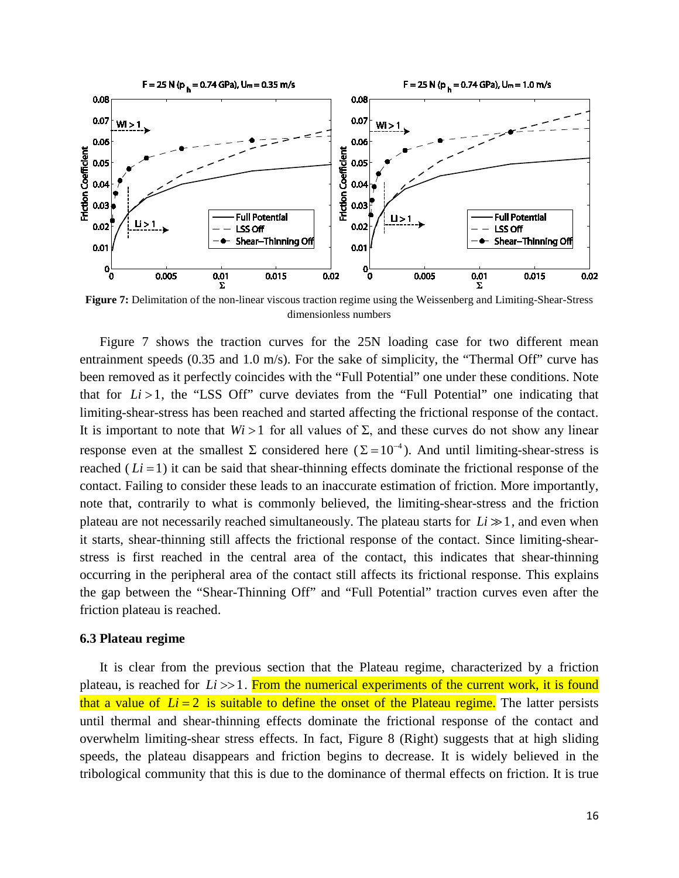**Figure 7:** Delimitation of the non-linear viscous traction regime using the Weissenberg and Limiting-Shear-Stress dimensionless numbers

Figure 7 shows the traction curves for the 25N loading case for two different mean entrainment speeds (0.35 and 1.0 m/s). For the sake of simplicity, the "Thermal Off" curve has been removed as it perfectly coincides with the "Full Potential" one under these conditions. Note that for $Li > 1$, the "LSS Off" curve deviates from the "Full Potential" one indicating that limiting-shear-stress has been reached and started affecting the frictional response of the contact. It is important to note that $Wi > 1$ for all values of Σ, and these curves do not show any linear response even at the smallest Σ considered here ($\Sigma = 10^{-4}$). And until limiting-shear-stress is reached ($Li = 1$) it can be said that shear-thinning effects dominate the frictional response of the contact. Failing to consider these leads to an inaccurate estimation of friction. More importantly, note that, contrarily to what is commonly believed, the limiting-shear-stress and the friction plateau are not necessarily reached simultaneously. The plateau starts for $Li \gg 1$, and even when it starts, shear-thinning still affects the frictional response of the contact. Since limiting-shear-stress is first reached in the central area of the contact, this indicates that shear-thinning occurring in the peripheral area of the contact still affects its frictional response. This explains the gap between the "Shear-Thinning Off" and "Full Potential" traction curves even after the friction plateau is reached.

### 6.3 Plateau regime

It is clear from the previous section that the Plateau regime, characterized by a friction plateau, is reached for $Li >> 1$. From the numerical experiments of the current work, it is found that a value of $Li = 2$ is suitable to define the onset of the Plateau regime. The latter persists until thermal and shear-thinning effects dominate the frictional response of the contact and overwhelm limiting-shear stress effects. In fact, Figure 8 (Right) suggests that at high sliding speeds, the plateau disappears and friction begins to decrease. It is widely believed in the tribological community that this is due to the dominance of thermal effects on friction. It is true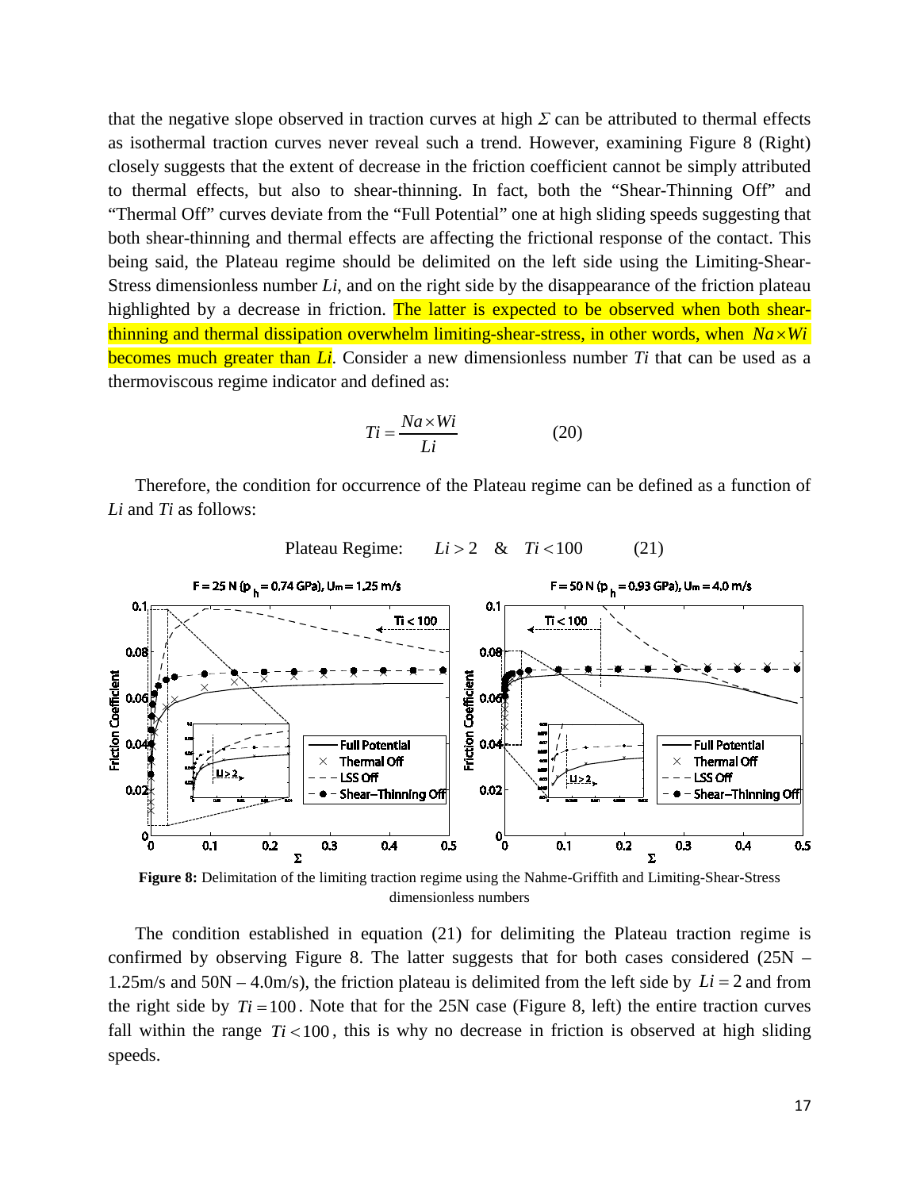that the negative slope observed in traction curves at high $\Sigma$ can be attributed to thermal effects as isothermal traction curves never reveal such a trend. However, examining Figure 8 (Right) closely suggests that the extent of decrease in the friction coefficient cannot be simply attributed to thermal effects, but also to shear-thinning. In fact, both the "Shear-Thinning Off" and "Thermal Off" curves deviate from the "Full Potential" one at high sliding speeds suggesting that both shear-thinning and thermal effects are affecting the frictional response of the contact. This being said, the Plateau regime should be delimited on the left side using the Limiting-Shear-Stress dimensionless number *Li*, and on the right side by the disappearance of the friction plateau highlighted by a decrease in friction. The latter is expected to be observed when both shear-thinning and thermal dissipation overwhelm limiting-shear-stress, in other words, when $Na \times Wi$ becomes much greater than *Li*. Consider a new dimensionless number *Ti* that can be used as a thermoviscous regime indicator and defined as:

$$Ti = \frac{Na \times Wi}{Li} \qquad (20)$$

Therefore, the condition for occurrence of the Plateau regime can be defined as a function of *Li* and *Ti* as follows:

$$\text{Plateau Regime:} \quad Li > 2 \quad \& \quad Ti < 100 \qquad (21)$$

**Figure 8:** Delimitation of the limiting traction regime using the Nahme-Griffith and Limiting-Shear-Stress dimensionless numbers

The condition established in equation (21) for delimiting the Plateau traction regime is confirmed by observing Figure 8. The latter suggests that for both cases considered (25N – 1.25m/s and 50N – 4.0m/s), the friction plateau is delimited from the left side by $Li = 2$ and from the right side by $Ti = 100$. Note that for the 25N case (Figure 8, left) the entire traction curves fall within the range $Ti < 100$, this is why no decrease in friction is observed at high sliding speeds.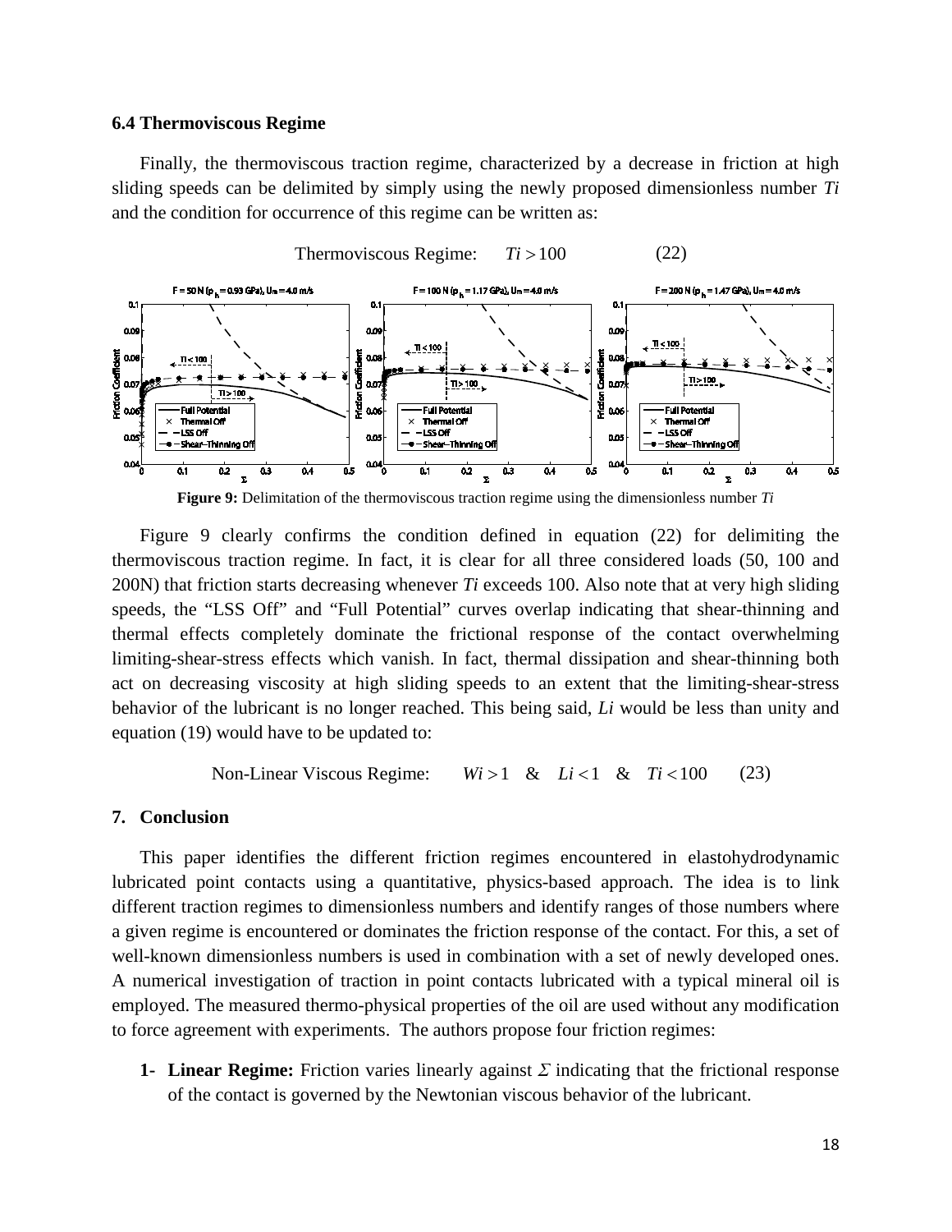### 6.4 Thermoviscous Regime

Finally, the thermoviscous traction regime, characterized by a decrease in friction at high sliding speeds can be delimited by simply using the newly proposed dimensionless number *Ti* and the condition for occurrence of this regime can be written as:

$$\text{Thermoviscous Regime:} \quad Ti > 100 \qquad (22)$$

**Figure 9:** Delimitation of the thermoviscous traction regime using the dimensionless number *Ti*

Figure 9 clearly confirms the condition defined in equation (22) for delimiting the thermoviscous traction regime. In fact, it is clear for all three considered loads (50, 100 and 200N) that friction starts decreasing whenever *Ti* exceeds 100. Also note that at very high sliding speeds, the "LSS Off" and "Full Potential" curves overlap indicating that shear-thinning and thermal effects completely dominate the frictional response of the contact overwhelming limiting-shear-stress effects which vanish. In fact, thermal dissipation and shear-thinning both act on decreasing viscosity at high sliding speeds to an extent that the limiting-shear-stress behavior of the lubricant is no longer reached. This being said, *Li* would be less than unity and equation (19) would have to be updated to:

$$\text{Non-Linear Viscous Regime:} \quad Wi > 1 \quad \& \quad Li < 1 \quad \& \quad Ti < 100 \qquad (23)$$

## 7. Conclusion

This paper identifies the different friction regimes encountered in elastohydrodynamic lubricated point contacts using a quantitative, physics-based approach. The idea is to link different traction regimes to dimensionless numbers and identify ranges of those numbers where a given regime is encountered or dominates the friction response of the contact. For this, a set of well-known dimensionless numbers is used in combination with a set of newly developed ones. A numerical investigation of traction in point contacts lubricated with a typical mineral oil is employed. The measured thermo-physical properties of the oil are used without any modification to force agreement with experiments. The authors propose four friction regimes:

1- **Linear Regime:** Friction varies linearly against $\Sigma$ indicating that the frictional response of the contact is governed by the Newtonian viscous behavior of the lubricant.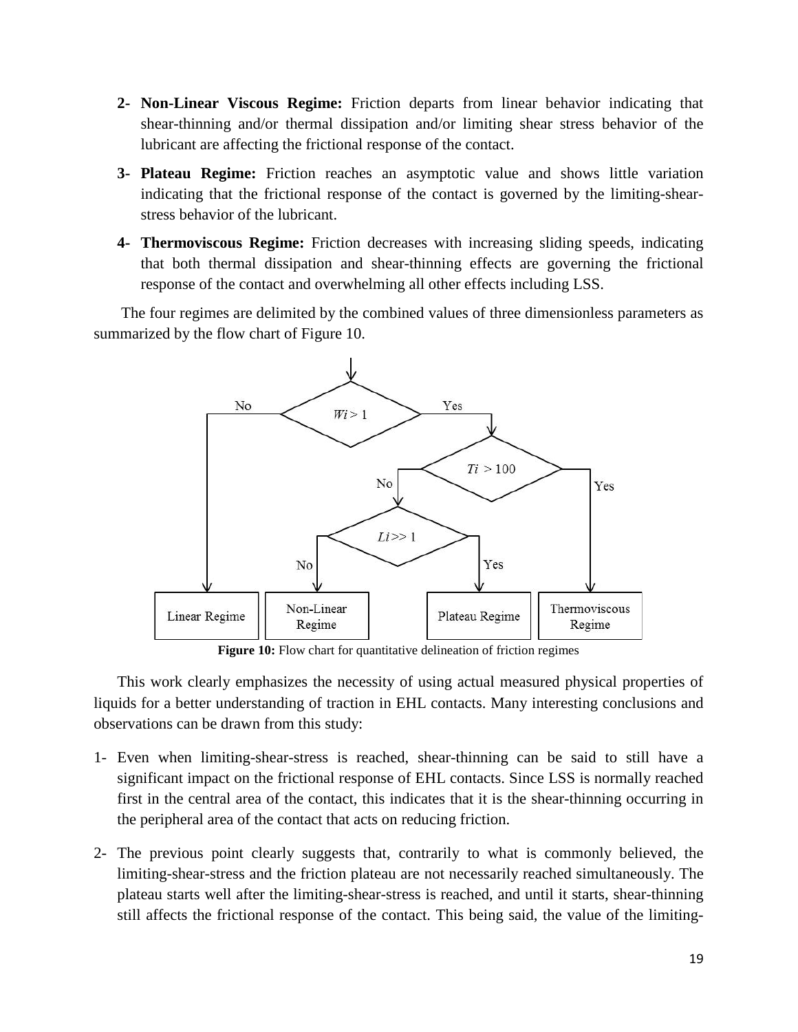2- **Non-Linear Viscous Regime:** Friction departs from linear behavior indicating that shear-thinning and/or thermal dissipation and/or limiting shear stress behavior of the lubricant are affecting the frictional response of the contact.

3- **Plateau Regime:** Friction reaches an asymptotic value and shows little variation indicating that the frictional response of the contact is governed by the limiting-shear-stress behavior of the lubricant.

4- **Thermoviscous Regime:** Friction decreases with increasing sliding speeds, indicating that both thermal dissipation and shear-thinning effects are governing the frictional response of the contact and overwhelming all other effects including LSS.

The four regimes are delimited by the combined values of three dimensionless parameters as summarized by the flow chart of Figure 10.

```
                 Wi > 1
          No /          \ Yes
            |          Ti > 100
            |       No /        \ Yes
            |      Li >> 1        |
            |   No /    \ Yes     |
            |     |       |       |
   Linear Regime | Non-Linear Regime | Plateau Regime | Thermoviscous Regime
```

**Figure 10:** Flow chart for quantitative delineation of friction regimes

This work clearly emphasizes the necessity of using actual measured physical properties of liquids for a better understanding of traction in EHL contacts. Many interesting conclusions and observations can be drawn from this study:

1- Even when limiting-shear-stress is reached, shear-thinning can be said to still have a significant impact on the frictional response of EHL contacts. Since LSS is normally reached first in the central area of the contact, this indicates that it is the shear-thinning occurring in the peripheral area of the contact that acts on reducing friction.

2- The previous point clearly suggests that, contrarily to what is commonly believed, the limiting-shear-stress and the friction plateau are not necessarily reached simultaneously. The plateau starts well after the limiting-shear-stress is reached, and until it starts, shear-thinning still affects the frictional response of the contact. This being said, the value of the limiting-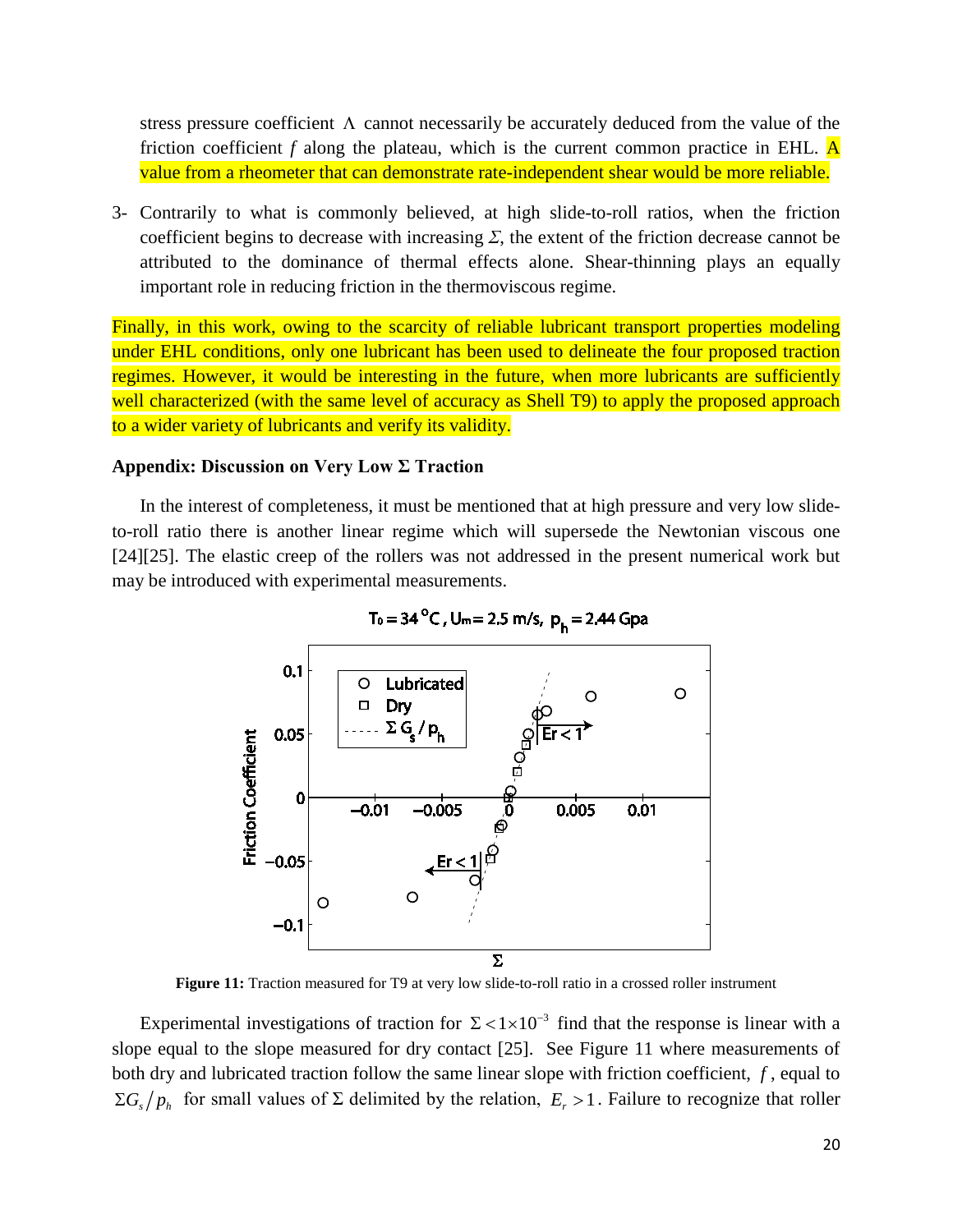stress pressure coefficient $\Lambda$ cannot necessarily be accurately deduced from the value of the friction coefficient $f$ along the plateau, which is the current common practice in EHL. A value from a rheometer that can demonstrate rate-independent shear would be more reliable.

3- Contrarily to what is commonly believed, at high slide-to-roll ratios, when the friction coefficient begins to decrease with increasing $\Sigma$, the extent of the friction decrease cannot be attributed to the dominance of thermal effects alone. Shear-thinning plays an equally important role in reducing friction in the thermoviscous regime.

Finally, in this work, owing to the scarcity of reliable lubricant transport properties modeling under EHL conditions, only one lubricant has been used to delineate the four proposed traction regimes. However, it would be interesting in the future, when more lubricants are sufficiently well characterized (with the same level of accuracy as Shell T9) to apply the proposed approach to a wider variety of lubricants and verify its validity.

**Appendix: Discussion on Very Low Σ Traction**

In the interest of completeness, it must be mentioned that at high pressure and very low slide-to-roll ratio there is another linear regime which will supersede the Newtonian viscous one [24][25]. The elastic creep of the rollers was not addressed in the present numerical work but may be introduced with experimental measurements.

**Figure 11:** Traction measured for T9 at very low slide-to-roll ratio in a crossed roller instrument

Experimental investigations of traction for $\Sigma < 1\times10^{-3}$ find that the response is linear with a slope equal to the slope measured for dry contact [25]. See Figure 11 where measurements of both dry and lubricated traction follow the same linear slope with friction coefficient, $f$, equal to $\Sigma G_s / p_h$ for small values of $\Sigma$ delimited by the relation, $E_r > 1$. Failure to recognize that roller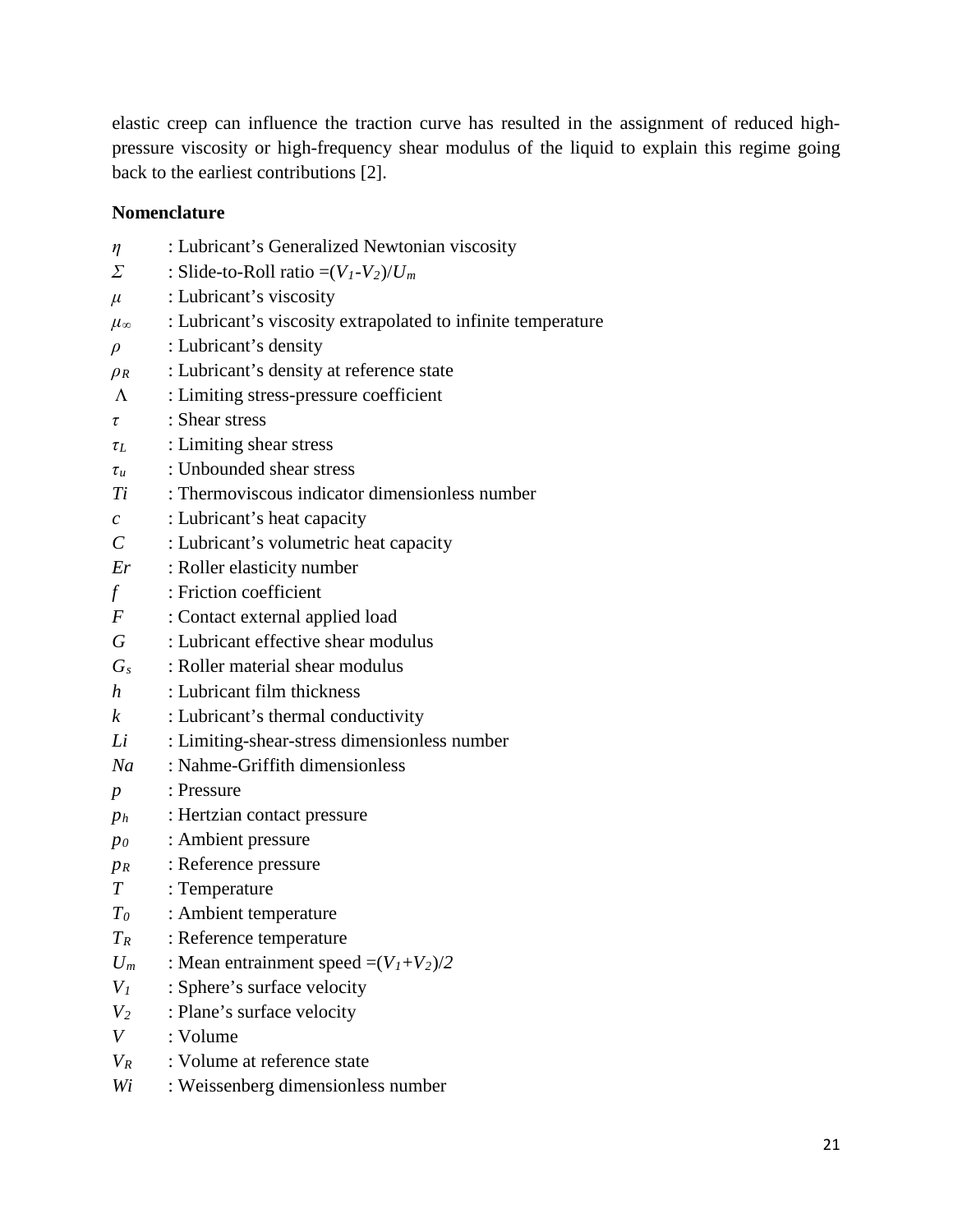elastic creep can influence the traction curve has resulted in the assignment of reduced high-pressure viscosity or high-frequency shear modulus of the liquid to explain this regime going back to the earliest contributions [2].

**Nomenclature**

$\eta$ : Lubricant's Generalized Newtonian viscosity  
$\Sigma$ : Slide-to-Roll ratio $=(V_1-V_2)/U_m$  
$\mu$ : Lubricant's viscosity  
$\mu_\infty$ : Lubricant's viscosity extrapolated to infinite temperature  
$\rho$ : Lubricant's density  
$\rho_R$ : Lubricant's density at reference state  
$\Lambda$ : Limiting stress-pressure coefficient  
$\tau$ : Shear stress  
$\tau_L$ : Limiting shear stress  
$\tau_u$ : Unbounded shear stress  
$Ti$ : Thermoviscous indicator dimensionless number  
$c$ : Lubricant's heat capacity  
$C$ : Lubricant's volumetric heat capacity  
$Er$ : Roller elasticity number  
$f$ : Friction coefficient  
$F$ : Contact external applied load  
$G$ : Lubricant effective shear modulus  
$G_s$ : Roller material shear modulus  
$h$ : Lubricant film thickness  
$k$ : Lubricant's thermal conductivity  
$Li$ : Limiting-shear-stress dimensionless number  
$Na$ : Nahme-Griffith dimensionless  
$p$ : Pressure  
$p_h$ : Hertzian contact pressure  
$p_0$ : Ambient pressure  
$p_R$ : Reference pressure  
$T$ : Temperature  
$T_0$ : Ambient temperature  
$T_R$ : Reference temperature  
$U_m$ : Mean entrainment speed $=(V_1+V_2)/2$  
$V_1$ : Sphere's surface velocity  
$V_2$ : Plane's surface velocity  
$V$ : Volume  
$V_R$ : Volume at reference state  
$Wi$ : Weissenberg dimensionless number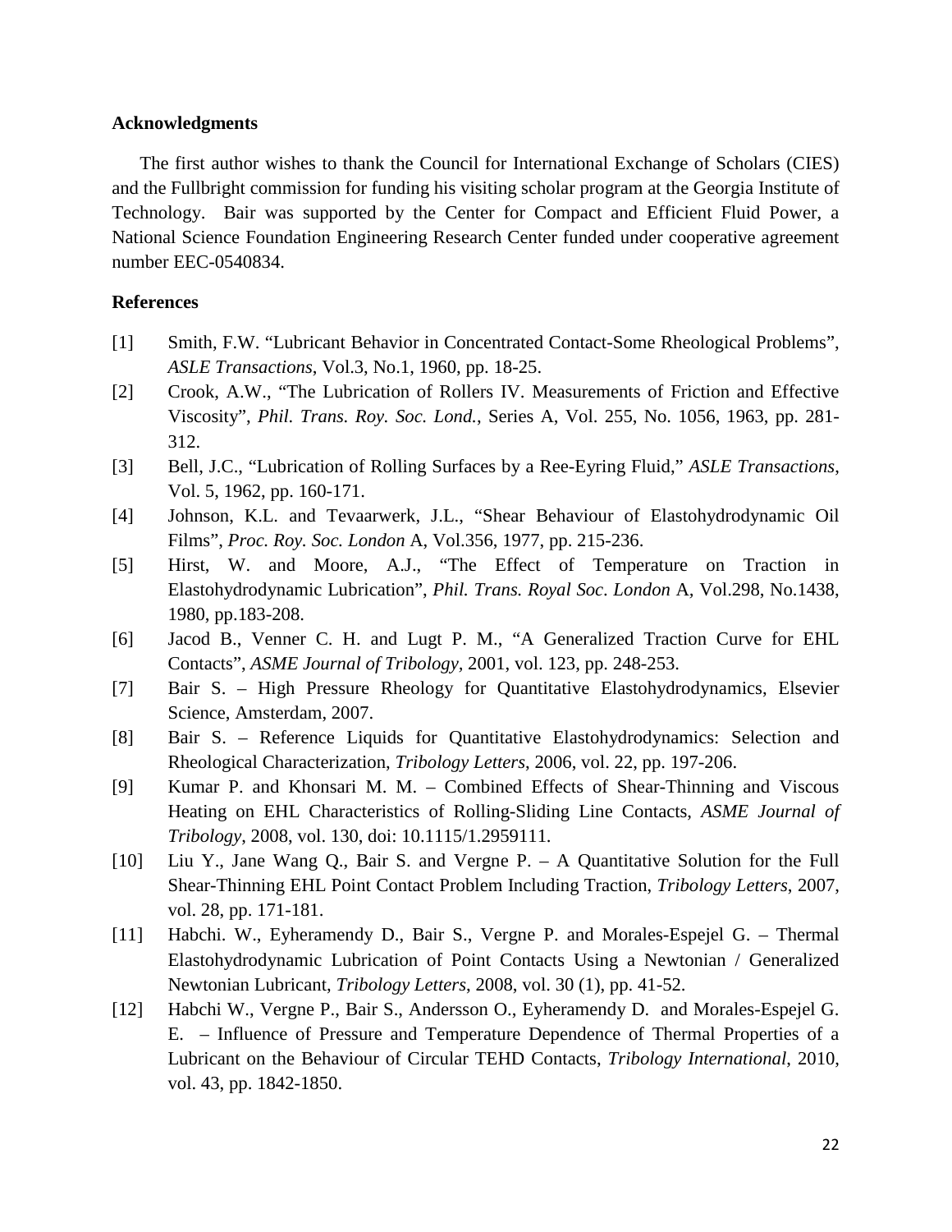## Acknowledgments

The first author wishes to thank the Council for International Exchange of Scholars (CIES) and the Fullbright commission for funding his visiting scholar program at the Georgia Institute of Technology. Bair was supported by the Center for Compact and Efficient Fluid Power, a National Science Foundation Engineering Research Center funded under cooperative agreement number EEC-0540834.

## References

[1] Smith, F.W. "Lubricant Behavior in Concentrated Contact-Some Rheological Problems", *ASLE Transactions*, Vol.3, No.1, 1960, pp. 18-25.

[2] Crook, A.W., "The Lubrication of Rollers IV. Measurements of Friction and Effective Viscosity", *Phil. Trans. Roy. Soc. Lond.*, Series A, Vol. 255, No. 1056, 1963, pp. 281-312.

[3] Bell, J.C., "Lubrication of Rolling Surfaces by a Ree-Eyring Fluid," *ASLE Transactions*, Vol. 5, 1962, pp. 160-171.

[4] Johnson, K.L. and Tevaarwerk, J.L., "Shear Behaviour of Elastohydrodynamic Oil Films", *Proc. Roy. Soc. London* A, Vol.356, 1977, pp. 215-236.

[5] Hirst, W. and Moore, A.J., "The Effect of Temperature on Traction in Elastohydrodynamic Lubrication", *Phil. Trans. Royal Soc. London* A, Vol.298, No.1438, 1980, pp.183-208.

[6] Jacod B., Venner C. H. and Lugt P. M., "A Generalized Traction Curve for EHL Contacts", *ASME Journal of Tribology*, 2001, vol. 123, pp. 248-253.

[7] Bair S. – High Pressure Rheology for Quantitative Elastohydrodynamics, Elsevier Science, Amsterdam, 2007.

[8] Bair S. – Reference Liquids for Quantitative Elastohydrodynamics: Selection and Rheological Characterization, *Tribology Letters*, 2006, vol. 22, pp. 197-206.

[9] Kumar P. and Khonsari M. M. – Combined Effects of Shear-Thinning and Viscous Heating on EHL Characteristics of Rolling-Sliding Line Contacts, *ASME Journal of Tribology*, 2008, vol. 130, doi: 10.1115/1.2959111.

[10] Liu Y., Jane Wang Q., Bair S. and Vergne P. – A Quantitative Solution for the Full Shear-Thinning EHL Point Contact Problem Including Traction, *Tribology Letters*, 2007, vol. 28, pp. 171-181.

[11] Habchi. W., Eyheramendy D., Bair S., Vergne P. and Morales-Espejel G. – Thermal Elastohydrodynamic Lubrication of Point Contacts Using a Newtonian / Generalized Newtonian Lubricant, *Tribology Letters*, 2008, vol. 30 (1), pp. 41-52.

[12] Habchi W., Vergne P., Bair S., Andersson O., Eyheramendy D. and Morales-Espejel G. E. – Influence of Pressure and Temperature Dependence of Thermal Properties of a Lubricant on the Behaviour of Circular TEHD Contacts, *Tribology International*, 2010, vol. 43, pp. 1842-1850.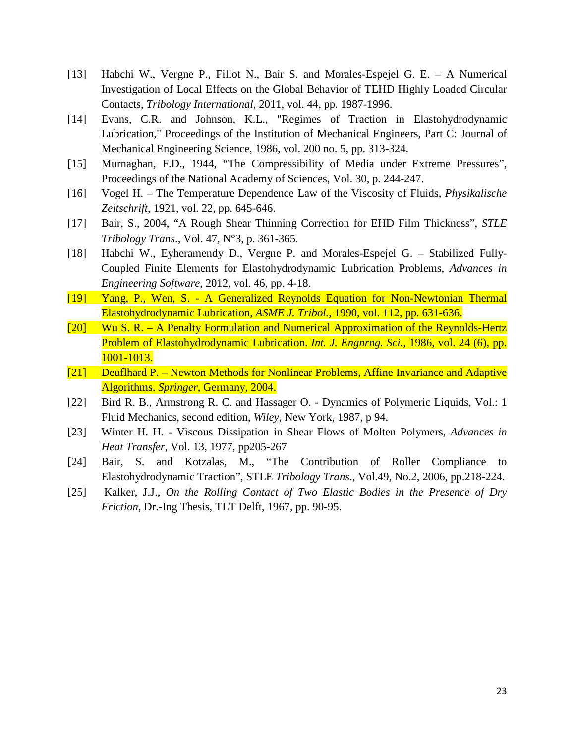[13] Habchi W., Vergne P., Fillot N., Bair S. and Morales-Espejel G. E. – A Numerical Investigation of Local Effects on the Global Behavior of TEHD Highly Loaded Circular Contacts, *Tribology International*, 2011, vol. 44, pp. 1987-1996.

[14] Evans, C.R. and Johnson, K.L., "Regimes of Traction in Elastohydrodynamic Lubrication," Proceedings of the Institution of Mechanical Engineers, Part C: Journal of Mechanical Engineering Science, 1986, vol. 200 no. 5, pp. 313-324.

[15] Murnaghan, F.D., 1944, "The Compressibility of Media under Extreme Pressures", Proceedings of the National Academy of Sciences, Vol. 30, p. 244-247.

[16] Vogel H. – The Temperature Dependence Law of the Viscosity of Fluids, *Physikalische Zeitschrift*, 1921, vol. 22, pp. 645-646.

[17] Bair, S., 2004, "A Rough Shear Thinning Correction for EHD Film Thickness", *STLE Tribology Trans*., Vol. 47, N°3, p. 361-365.

[18] Habchi W., Eyheramendy D., Vergne P. and Morales-Espejel G. – Stabilized Fully-Coupled Finite Elements for Elastohydrodynamic Lubrication Problems, *Advances in Engineering Software*, 2012, vol. 46, pp. 4-18.

[19] Yang, P., Wen, S. - A Generalized Reynolds Equation for Non-Newtonian Thermal Elastohydrodynamic Lubrication, *ASME J. Tribol.*, 1990, vol. 112, pp. 631-636.

[20] Wu S. R. – A Penalty Formulation and Numerical Approximation of the Reynolds-Hertz Problem of Elastohydrodynamic Lubrication. *Int. J. Engnrng. Sci.*, 1986, vol. 24 (6), pp. 1001-1013.

[21] Deuflhard P. – Newton Methods for Nonlinear Problems, Affine Invariance and Adaptive Algorithms. *Springer*, Germany, 2004.

[22] Bird R. B., Armstrong R. C. and Hassager O. - Dynamics of Polymeric Liquids, Vol.: 1 Fluid Mechanics, second edition, *Wiley*, New York, 1987, p 94.

[23] Winter H. H. - Viscous Dissipation in Shear Flows of Molten Polymers, *Advances in Heat Transfer*, Vol. 13, 1977, pp205-267

[24] Bair, S. and Kotzalas, M., "The Contribution of Roller Compliance to Elastohydrodynamic Traction", STLE *Tribology Trans*., Vol.49, No.2, 2006, pp.218-224.

[25] Kalker, J.J., *On the Rolling Contact of Two Elastic Bodies in the Presence of Dry Friction*, Dr.-Ing Thesis, TLT Delft, 1967, pp. 90-95.